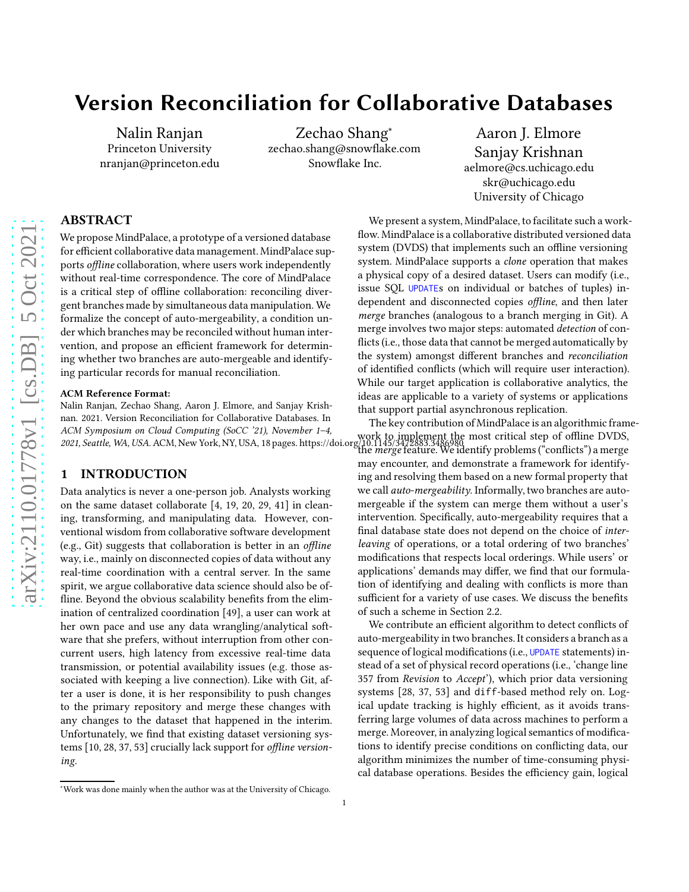# Version Reconciliation for Collaborative Databases

Nalin Ranjan
Princeton University
nranjan@princeton.edu

Zechao Shang*
zechao.shang@snowflake.com
Snowflake Inc.

Aaron J. Elmore
Sanjay Krishnan
aelmore@cs.uchicago.edu
skr@uchicago.edu
University of Chicago

## ABSTRACT

We propose MindPalace, a prototype of a versioned database for efficient collaborative data management. MindPalace supports *offline* collaboration, where users work independently without real-time correspondence. The core of MindPalace is a critical step of offline collaboration: reconciling divergent branches made by simultaneous data manipulation. We formalize the concept of auto-mergeability, a condition under which branches may be reconciled without human intervention, and propose an efficient framework for determining whether two branches are auto-mergeable and identifying particular records for manual reconciliation.

**ACM Reference Format:**

Nalin Ranjan, Zechao Shang, Aaron J. Elmore, and Sanjay Krishnan. 2021. Version Reconciliation for Collaborative Databases. In *ACM Symposium on Cloud Computing (SoCC '21), November 1–4, 2021, Seattle, WA, USA.* ACM, New York, NY, USA, 18 pages. https://doi.org/10.1145/3472883.3486980

## 1 INTRODUCTION

Data analytics is never a one-person job. Analysts working on the same dataset collaborate [4, 19, 20, 29, 41] in cleaning, transforming, and manipulating data. However, conventional wisdom from collaborative software development (e.g., Git) suggests that collaboration is better in an *offline* way, i.e., mainly on disconnected copies of data without any real-time coordination with a central server. In the same spirit, we argue collaborative data science should also be offline. Beyond the obvious scalability benefits from the elimination of centralized coordination [49], a user can work at her own pace and use any data wrangling/analytical software that she prefers, without interruption from other concurrent users, high latency from excessive real-time data transmission, or potential availability issues (e.g. those associated with keeping a live connection). Like with Git, after a user is done, it is her responsibility to push changes to the primary repository and merge these changes with any changes to the dataset that happened in the interim. Unfortunately, we find that existing dataset versioning systems [10, 28, 37, 53] crucially lack support for *offline versioning*.

We present a system, MindPalace, to facilitate such a workflow. MindPalace is a collaborative distributed versioned data system (DVDS) that implements such an offline versioning system. MindPalace supports a *clone* operation that makes a physical copy of a desired dataset. Users can modify (i.e., issue SQL `UPDATE`s on individual or batches of tuples) independent and disconnected copies *offline*, and then later *merge* branches (analogous to a branch merging in Git). A merge involves two major steps: automated *detection* of conflicts (i.e., those data that cannot be merged automatically by the system) amongst different branches and *reconciliation* of identified conflicts (which will require user interaction). While our target application is collaborative analytics, the ideas are applicable to a variety of systems or applications that support partial asynchronous replication.

The key contribution of MindPalace is an algorithmic framework to implement the most critical step of offline DVDS, the *merge* feature. We identify problems ("conflicts") a merge may encounter, and demonstrate a framework for identifying and resolving them based on a new formal property that we call *auto-mergeability.* Informally, two branches are auto-mergeable if the system can merge them without a user's intervention. Specifically, auto-mergeability requires that a final database state does not depend on the choice of *interleaving* of operations, or a total ordering of two branches' modifications that respects local orderings. While users' or applications' demands may differ, we find that our formulation of identifying and dealing with conflicts is more than sufficient for a variety of use cases. We discuss the benefits of such a scheme in Section 2.2.

We contribute an efficient algorithm to detect conflicts of auto-mergeability in two branches. It considers a branch as a sequence of logical modifications (i.e., `UPDATE` statements) instead of a set of physical record operations (i.e., 'change line 357 from *Revision* to *Accept*'), which prior data versioning systems [28, 37, 53] and `diff`-based method rely on. Logical update tracking is highly efficient, as it avoids transferring large volumes of data across machines to perform a merge. Moreover, in analyzing logical semantics of modifications to identify precise conditions on conflicting data, our algorithm minimizes the number of time-consuming physical database operations. Besides the efficiency gain, logical

*Work was done mainly when the author was at the University of Chicago.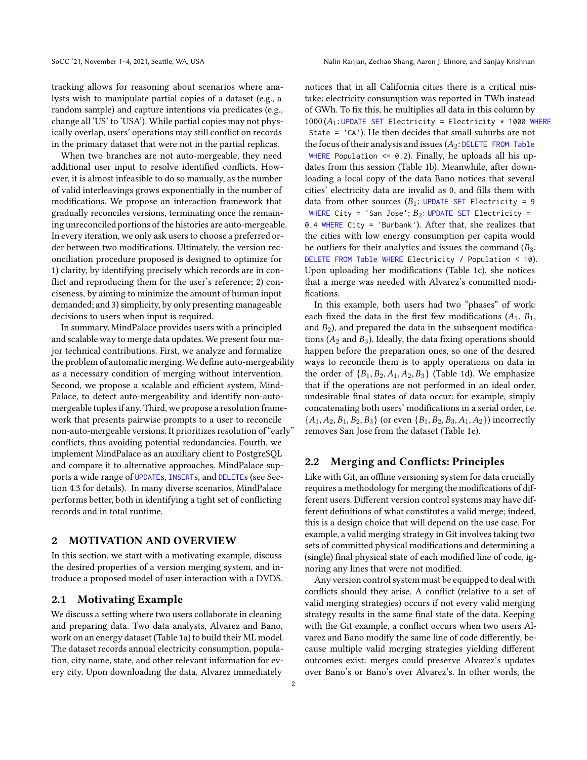tracking allows for reasoning about scenarios where analysts wish to manipulate partial copies of a dataset (e.g., a random sample) and capture intentions via predicates (e.g., change all 'US' to 'USA'). While partial copies may not physically overlap, users' operations may still conflict on records in the primary dataset that were not in the partial replicas.

When two branches are not auto-mergeable, they need additional user input to resolve identified conflicts. However, it is almost infeasible to do so manually, as the number of valid interleavings grows exponentially in the number of modifications. We propose an interaction framework that gradually reconciles versions, terminating once the remaining unreconciled portions of the histories are auto-mergeable. In every iteration, we only ask users to choose a preferred order between two modifications. Ultimately, the version reconciliation procedure proposed is designed to optimize for 1) clarity, by identifying precisely which records are in conflict and reproducing them for the user's reference; 2) conciseness, by aiming to minimize the amount of human input demanded; and 3) simplicity, by only presenting manageable decisions to users when input is required.

In summary, MindPalace provides users with a principled and scalable way to merge data updates. We present four major technical contributions. First, we analyze and formalize the problem of automatic merging. We define auto-mergeability as a necessary condition of merging without intervention. Second, we propose a scalable and efficient system, MindPalace, to detect auto-mergeability and identify non-auto-mergeable tuples if any. Third, we propose a resolution framework that presents pairwise prompts to a user to reconcile non-auto-mergeable versions. It prioritizes resolution of "early" conflicts, thus avoiding potential redundancies. Fourth, we implement MindPalace as an auxiliary client to PostgreSQL and compare it to alternative approaches. MindPalace supports a wide range of `UPDATE`s, `INSERT`s, and `DELETE`s (see Section 4.3 for details). In many diverse scenarios, MindPalace performs better, both in identifying a tight set of conflicting records and in total runtime.

## 2 MOTIVATION AND OVERVIEW

In this section, we start with a motivating example, discuss the desired properties of a version merging system, and introduce a proposed model of user interaction with a DVDS.

### 2.1 Motivating Example

We discuss a setting where two users collaborate in cleaning and preparing data. Two data analysts, Alvarez and Bano, work on an energy dataset (Table 1a) to build their ML model. The dataset records annual electricity consumption, population, city name, state, and other relevant information for every city. Upon downloading the data, Alvarez immediately notices that in all California cities there is a critical mistake: electricity consumption was reported in TWh instead of GWh. To fix this, he multiplies all data in this column by 1000 ($A_1$: `UPDATE SET Electricity = Electricity * 1000 WHERE State = 'CA'`). He then decides that small suburbs are not the focus of their analysis and issues ($A_2$: `DELETE FROM Table WHERE Population <= 0.2`). Finally, he uploads all his updates from this session (Table 1b). Meanwhile, after downloading a local copy of the data Bano notices that several cities' electricity data are invalid as 0, and fills them with data from other sources ($B_1$: `UPDATE SET Electricity = 9 WHERE City = 'San Jose'`; $B_2$: `UPDATE SET Electricity = 0.4 WHERE City = 'Burbank'`). After that, she realizes that the cities with low energy consumption per capita would be outliers for their analytics and issues the command ($B_3$: `DELETE FROM Table WHERE Electricity / Population < 10`). Upon uploading her modifications (Table 1c), she notices that a merge was needed with Alvarez's committed modifications.

In this example, both users had two "phases" of work: each fixed the data in the first few modifications ($A_1$, $B_1$, and $B_2$), and prepared the data in the subsequent modifications ($A_2$ and $B_3$). Ideally, the data fixing operations should happen before the preparation ones, so one of the desired ways to reconcile them is to apply operations on data in the order of $\{B_1, B_2, A_1, A_2, B_3\}$ (Table 1d). We emphasize that if the operations are not performed in an ideal order, undesirable final states of data occur: for example, simply concatenating both users' modifications in a serial order, i.e. $\{A_1, A_2, B_1, B_2, B_3\}$ (or even $\{B_1, B_2, B_3, A_1, A_2\}$) incorrectly removes San Jose from the dataset (Table 1e).

### 2.2 Merging and Conflicts: Principles

Like with Git, an offline versioning system for data crucially requires a methodology for merging the modifications of different users. Different version control systems may have different definitions of what constitutes a valid merge; indeed, this is a design choice that will depend on the use case. For example, a valid merging strategy in Git involves taking two sets of committed physical modifications and determining a (single) final physical state of each modified line of code, ignoring any lines that were not modified.

Any version control system must be equipped to deal with conflicts should they arise. A conflict (relative to a set of valid merging strategies) occurs if not every valid merging strategy results in the same final state of data. Keeping with the Git example, a conflict occurs when two users Alvarez and Bano modify the same line of code differently, because multiple valid merging strategies yielding different outcomes exist: merges could preserve Alvarez's updates over Bano's or Bano's over Alvarez's. In other words, the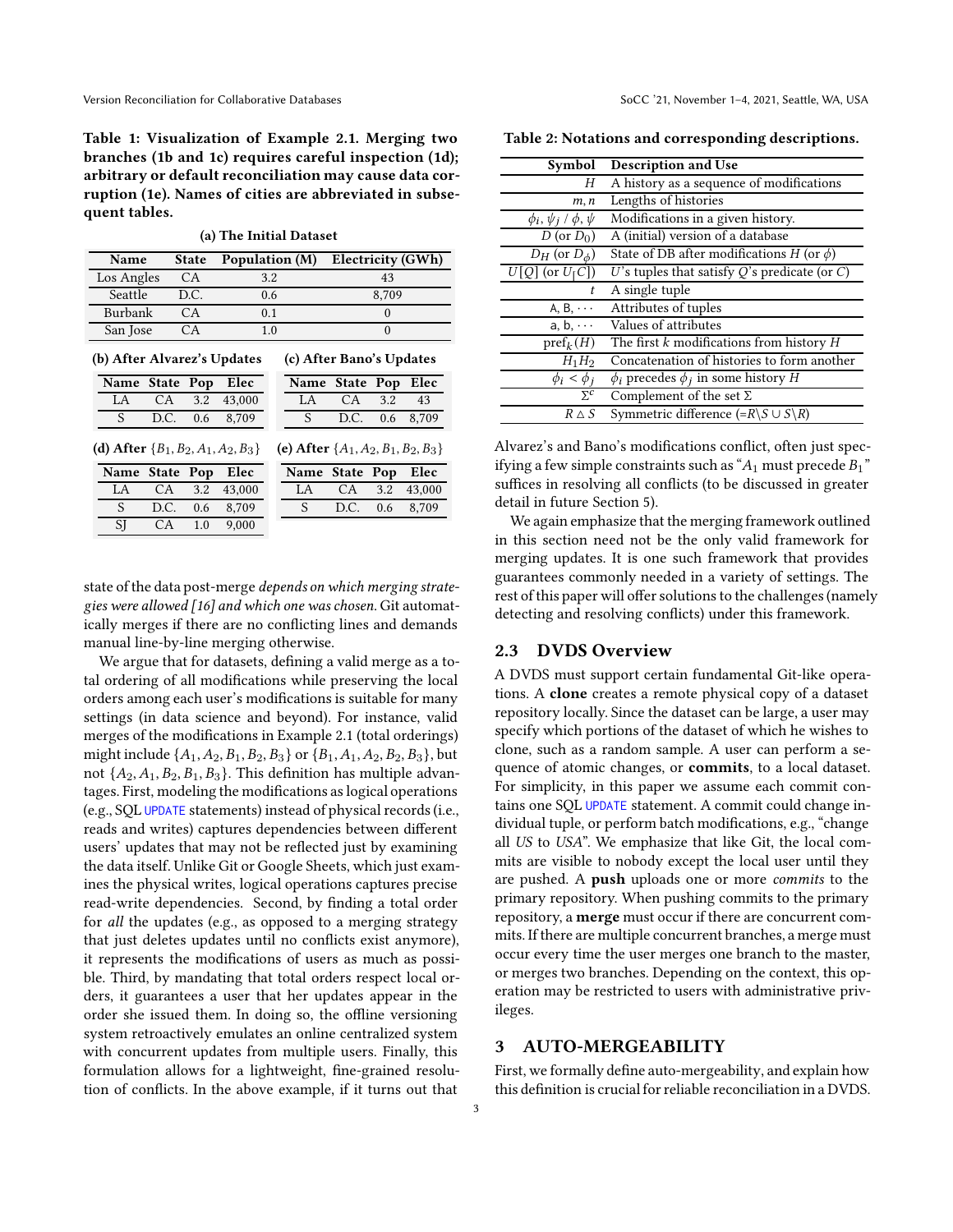**Table 1: Visualization of Example 2.1. Merging two branches (1b and 1c) requires careful inspection (1d); arbitrary or default reconciliation may cause data corruption (1e). Names of cities are abbreviated in subsequent tables.**

**(a) The Initial Dataset**

| Name | State | Population (M) | Electricity (GWh) |
|---|---|---|---|
| Los Angles | CA | 3.2 | 43 |
| Seattle | D.C. | 0.6 | 8,709 |
| Burbank | CA | 0.1 | 0 |
| San Jose | CA | 1.0 | 0 |

**(b) After Alvarez's Updates**

| Name | State | Pop | Elec |
|---|---|---|---|
| LA | CA | 3.2 | 43,000 |
| S | D.C. | 0.6 | 8,709 |

**(c) After Bano's Updates**

| Name | State | Pop | Elec |
|---|---|---|---|
| LA | CA | 3.2 | 43 |
| S | D.C. | 0.6 | 8,709 |

**(d) After $\{B_1, B_2, A_1, A_2, B_3\}$**

| Name | State | Pop | Elec |
|---|---|---|---|
| LA | CA | 3.2 | 43,000 |
| S | D.C. | 0.6 | 8,709 |
| SJ | CA | 1.0 | 9,000 |

**(e) After $\{A_1, A_2, B_1, B_2, B_3\}$**

| Name | State | Pop | Elec |
|---|---|---|---|
| LA | CA | 3.2 | 43,000 |
| S | D.C. | 0.6 | 8,709 |

state of the data post-merge *depends on which merging strategies were allowed [16] and which one was chosen.* Git automatically merges if there are no conflicting lines and demands manual line-by-line merging otherwise.

We argue that for datasets, defining a valid merge as a total ordering of all modifications while preserving the local orders among each user's modifications is suitable for many settings (in data science and beyond). For instance, valid merges of the modifications in Example 2.1 (total orderings) might include $\{A_1, A_2, B_1, B_2, B_3\}$ or $\{B_1, A_1, A_2, B_2, B_3\}$, but not $\{A_2, A_1, B_2, B_1, B_3\}$. This definition has multiple advantages. First, modeling the modifications as logical operations (e.g., SQL `UPDATE` statements) instead of physical records (i.e., reads and writes) captures dependencies between different users' updates that may not be reflected just by examining the data itself. Unlike Git or Google Sheets, which just examines the physical writes, logical operations captures precise read-write dependencies. Second, by finding a total order for *all* the updates (e.g., as opposed to a merging strategy that just deletes updates until no conflicts exist anymore), it represents the modifications of users as much as possible. Third, by mandating that total orders respect local orders, it guarantees a user that her updates appear in the order she issued them. In doing so, the offline versioning system retroactively emulates an online centralized system with concurrent updates from multiple users. Finally, this formulation allows for a lightweight, fine-grained resolution of conflicts. In the above example, if it turns out that

**Table 2: Notations and corresponding descriptions.**

| Symbol | Description and Use |
|---|---|
| $H$ | A history as a sequence of modifications |
| $m, n$ | Lengths of histories |
| $\phi_i, \psi_j$ / $\phi, \psi$ | Modifications in a given history. |
| $D$ (or $D_0$) | A (initial) version of a database |
| $D_H$ (or $D_\phi$) | State of DB after modifications $H$ (or $\phi$) |
| $U[Q]$ (or $U_{\lceil}C]$) | $U$'s tuples that satisfy $Q$'s predicate (or $C$) |
| $t$ | A single tuple |
| A, B, $\cdots$ | Attributes of tuples |
| a, b, $\cdots$ | Values of attributes |
| $\text{pref}_k(H)$ | The first $k$ modifications from history $H$ |
| $H_1 H_2$ | Concatenation of histories to form another |
| $\phi_i < \phi_j$ | $\phi_i$ precedes $\phi_j$ in some history $H$ |
| $\Sigma^c$ | Complement of the set $\Sigma$ |
| $R \triangle S$ | Symmetric difference ($=R \backslash S \cup S \backslash R$) |

Alvarez's and Bano's modifications conflict, often just specifying a few simple constraints such as "$A_1$ must precede $B_1$" suffices in resolving all conflicts (to be discussed in greater detail in future Section 5).

We again emphasize that the merging framework outlined in this section need not be the only valid framework for merging updates. It is one such framework that provides guarantees commonly needed in a variety of settings. The rest of this paper will offer solutions to the challenges (namely detecting and resolving conflicts) under this framework.

## 2.3 DVDS Overview

A DVDS must support certain Git-like operations. A **clone** creates a remote physical copy of a dataset repository locally. Since the dataset can be large, a user may specify which portions of the dataset of which he wishes to clone, such as a random sample. A user can perform a sequence of atomic changes, or **commits**, to a local dataset. For simplicity, in this paper we assume each commit contains one SQL `UPDATE` statement. A commit could change individual tuple, or perform batch modifications, e.g., "change all *US* to *USA*". We emphasize that like Git, the local commits are visible to nobody except the local user until they are pushed. A **push** uploads one or more *commits* to the primary repository. When pushing commits to the primary repository, a **merge** must occur if there are concurrent commits. If there are multiple concurrent branches, a merge must occur every time the user merges one branch to the master, or merges two branches. Depending on the context, this operation may be restricted to users with administrative privileges.

# 3 AUTO-MERGEABILITY

First, we formally define auto-mergeability, and explain how this definition is crucial for reliable reconciliation in a DVDS.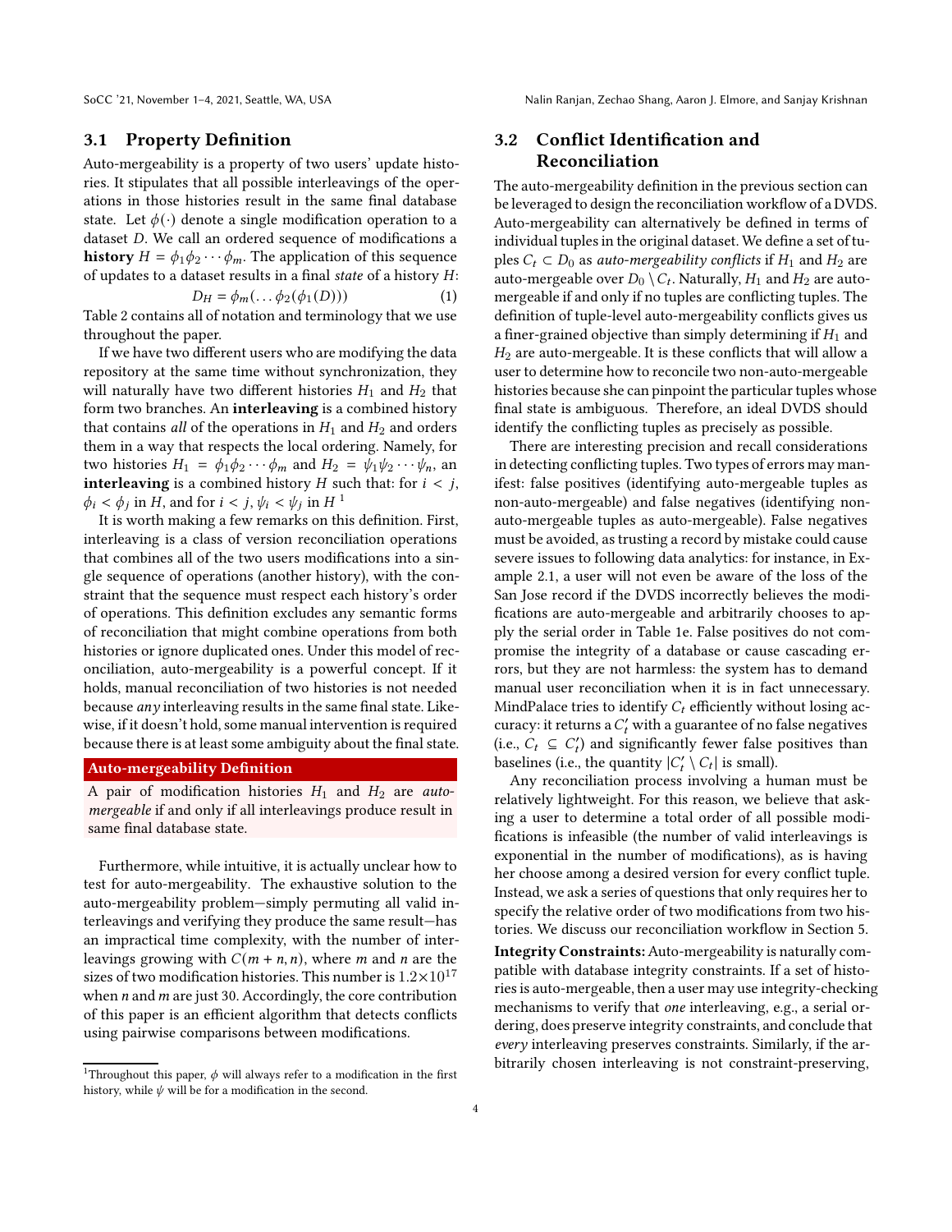### 3.1 Property Definition

Auto-mergeability is a property of two users' update histories. It stipulates that all possible interleavings of the operations in those histories result in the same final database state. Let $\phi(\cdot)$ denote a single modification operation to a dataset $D$. We call an ordered sequence of modifications a **history** $H = \phi_1\phi_2 \cdots \phi_m$. The application of this sequence of updates to a dataset results in a final *state* of a history $H$:

$$D_H = \phi_m(\ldots \phi_2(\phi_1(D))) \tag{1}$$

Table 2 contains all of notation and terminology that we use throughout the paper.

If we have two different users who are modifying the data repository at the same time without synchronization, they will naturally have two different histories $H_1$ and $H_2$ that form two branches. An **interleaving** is a combined history that contains *all* of the operations in $H_1$ and $H_2$ and orders them in a way that respects the local ordering. Namely, for two histories $H_1 = \phi_1\phi_2 \cdots \phi_m$ and $H_2 = \psi_1\psi_2 \cdots \psi_n$, an **interleaving** is a combined history $H$ such that: for $i < j$, $\phi_i < \phi_j$ in $H$, and for $i < j$, $\psi_i < \psi_j$ in $H$ [1]

It is worth making a few remarks on this definition. First, interleaving is a class of version reconciliation operations that combines all of the two users modifications into a single sequence of operations (another history), with the constraint that the sequence must respect each history's order of operations. This definition excludes any semantic forms of reconciliation that might combine operations from both histories or ignore duplicated ones. Under this model of reconciliation, auto-mergeability is a powerful concept. If it holds, manual reconciliation of two histories is not needed because *any* interleaving results in the same final state. Likewise, if it doesn't hold, some manual intervention is required because there is at least some ambiguity about the final state.

**Auto-mergeability Definition**

A pair of modification histories $H_1$ and $H_2$ are *auto-mergeable* if and only if all interleavings produce result in same final database state.

Furthermore, while intuitive, it is actually unclear how to test for auto-mergeability. The exhaustive solution to the auto-mergeability problem—simply permuting all valid interleavings and verifying they produce the same result—has an impractical time complexity, with the number of interleavings growing with $C(m + n, n)$, where $m$ and $n$ are the sizes of two modification histories. This number is $1.2\times10^{17}$ when $n$ and $m$ are just 30. Accordingly, the core contribution of this paper is an efficient algorithm that detects conflicts using pairwise comparisons between modifications.

[1] Throughout this paper, $\phi$ will always refer to a modification in the first history, while $\psi$ will be for a modification in the second.

### 3.2 Conflict Identification and Reconciliation

The auto-mergeability definition in the previous section can be leveraged to design the reconciliation workflow of a DVDS. Auto-mergeability can alternatively be defined in terms of individual tuples in the original dataset. We define a set of tuples $C_t \subset D_0$ as *auto-mergeability conflicts* if $H_1$ and $H_2$ are auto-mergeable over $D_0 \setminus C_t$. Naturally, $H_1$ and $H_2$ are auto-mergeable if and only if no tuples are conflicting tuples. The definition of tuple-level auto-mergeability conflicts gives us a finer-grained objective than simply determining if $H_1$ and $H_2$ are auto-mergeable. It is these conflicts that will allow a user to determine how to reconcile two non-auto-mergeable histories because she can pinpoint the particular tuples whose final state is ambiguous. Therefore, an ideal DVDS should identify the conflicting tuples as precisely as possible.

There are interesting precision and recall considerations in detecting conflicting tuples. Two types of errors may manifest: false positives (identifying auto-mergeable tuples as non-auto-mergeable) and false negatives (identifying non-auto-mergeable tuples as auto-mergeable). False negatives must be avoided, as trusting a record by mistake could cause severe issues to following data analytics: for instance, in Example 2.1, a user will not even be aware of the loss of the San Jose record if the DVDS incorrectly believes the modifications are auto-mergeable and arbitrarily chooses to apply the serial order in Table 1e. False positives do not compromise the integrity of a database or cause cascading errors, but they are not harmless: the system has to demand manual user reconciliation when it is in fact unnecessary. MindPalace tries to identify $C_t$ efficiently without losing accuracy: it returns a $C'_t$ with a guarantee of no false negatives (i.e., $C_t \subseteq C'_t$) and significantly fewer false positives than baselines (i.e., the quantity $|C'_t \setminus C_t|$ is small).

Any reconciliation process involving a human must be relatively lightweight. For this reason, we believe that asking a user to determine a total order of all possible modifications is infeasible (the number of valid interleavings is exponential in the number of modifications), as is having her choose among a desired version for every conflict tuple. Instead, we ask a series of questions that only requires her to specify the relative order of two modifications from two histories. We discuss our reconciliation workflow in Section 5.

**Integrity Constraints:** Auto-mergeability is naturally compatible with database integrity constraints. If a set of histories is auto-mergeable, then a user may use integrity-checking mechanisms to verify that *one* interleaving, e.g., a serial ordering, does preserve integrity constraints, and conclude that *every* interleaving preserves constraints. Similarly, if the arbitrarily chosen interleaving is not constraint-preserving,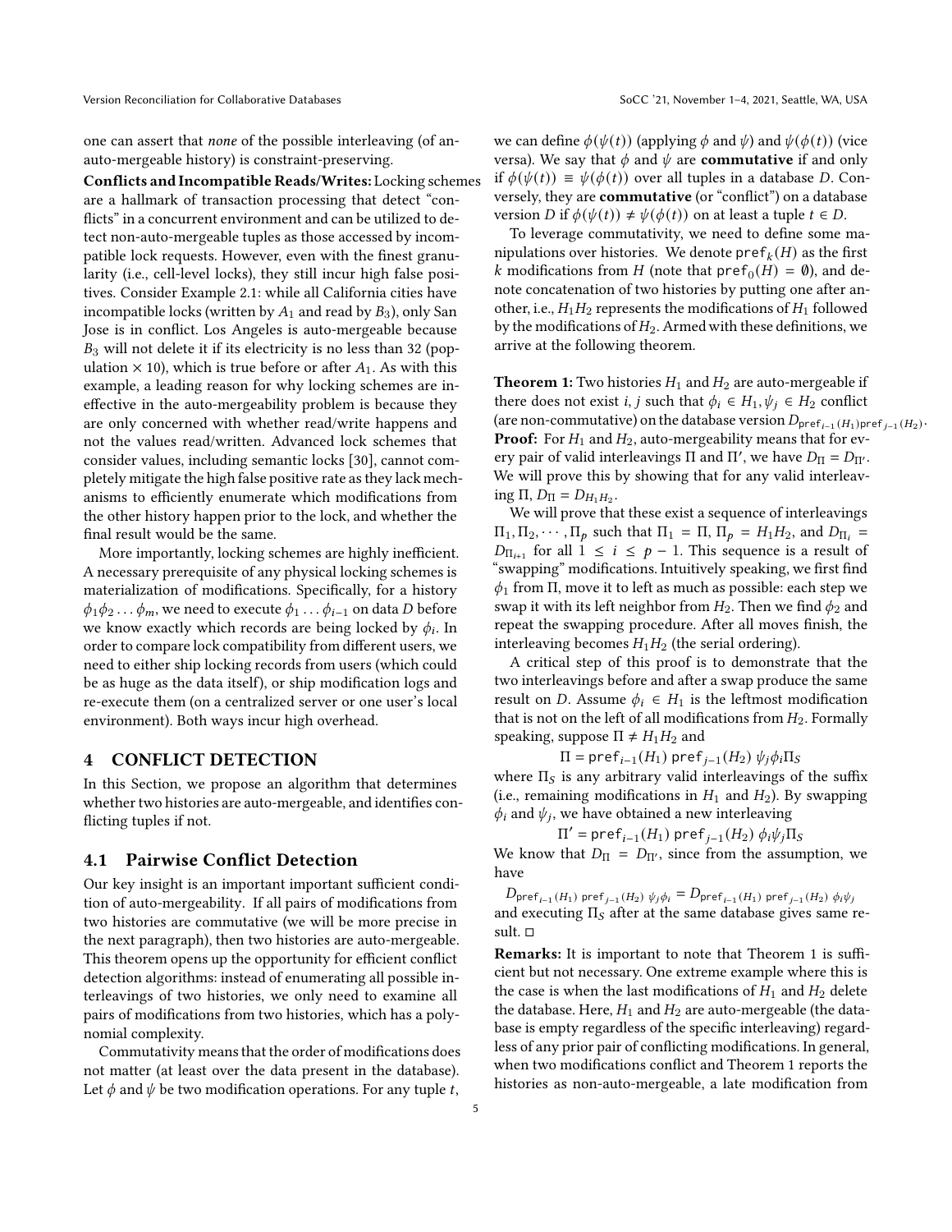one can assert that *none* of the possible interleaving (of an-auto-mergeable history) is constraint-preserving.

**Conflicts and Incompatible Reads/Writes:** Locking schemes are a hallmark of transaction processing that detect "conflicts" in a concurrent environment and can be utilized to detect non-auto-mergeable tuples as those accessed by incompatible lock requests. However, even with the finest granularity (i.e., cell-level locks), they still incur high false positives. Consider Example 2.1: while all California cities have incompatible locks (written by $A_1$ and read by $B_3$), only San Jose is in conflict. Los Angeles is auto-mergeable because $B_3$ will not delete it if its electricity is no less than 32 (population $\times$ 10), which is true before or after $A_1$. As with this example, a leading reason for why locking schemes are ineffective in the auto-mergeability problem is because they are only concerned with whether read/write happens and not the values read/written. Advanced lock schemes that consider values, including semantic locks [30], cannot completely mitigate the high false positive rate as they lack mechanisms to efficiently enumerate which modifications from the other history happen prior to the lock, and whether the final result would be the same.

More importantly, locking schemes are highly inefficient. A necessary prerequisite of any physical locking schemes is materialization of modifications. Specifically, for a history $\phi_1\phi_2 \ldots \phi_m$, we need to execute $\phi_1 \ldots \phi_{i-1}$ on data $D$ before we know exactly which records are being locked by $\phi_i$. In order to compare lock compatibility from different users, we need to either ship locking records from users (which could be as huge as the data itself), or ship modification logs and re-execute them (on a centralized server or one user's local environment). Both ways incur high overhead.

# 4 CONFLICT DETECTION

In this Section, we propose an algorithm that determines whether two histories are auto-mergeable, and identifies conflicting tuples if not.

## 4.1 Pairwise Conflict Detection

Our key insight is an important important sufficient condition of auto-mergeability. If all pairs of modifications from two histories are commutative (we will be more precise in the next paragraph), then two histories are auto-mergeable. This theorem opens up the opportunity for efficient conflict detection algorithms: instead of enumerating all possible interleavings of two histories, we only need to examine all pairs of modifications from two histories, which has a polynomial complexity.

Commutativity means that the order of modifications does not matter (at least over the data present in the database). Let $\phi$ and $\psi$ be two modification operations. For any tuple $t$, we can define $\phi(\psi(t))$ (applying $\phi$ and $\psi$) and $\psi(\phi(t))$ (vice versa). We say that $\phi$ and $\psi$ are **commutative** if and only if $\phi(\psi(t)) \equiv \psi(\phi(t))$ over all tuples in a database $D$. Conversely, they are **commutative** (or "conflict") on a database version $D$ if $\phi(\psi(t)) \neq \psi(\phi(t))$ on at least a tuple $t \in D$.

To leverage commutativity, we need to define some manipulations over histories. We denote $\mathsf{pref}_k(H)$ as the first $k$ modifications from $H$ (note that $\mathsf{pref}_0(H) = \emptyset$), and denote concatenation of two histories by putting one after another, i.e., $H_1H_2$ represents the modifications of $H_1$ followed by the modifications of $H_2$. Armed with these definitions, we arrive at the following theorem.

**Theorem 1:** Two histories $H_1$ and $H_2$ are auto-mergeable if there does not exist $i, j$ such that $\phi_i \in H_1, \psi_j \in H_2$ conflict (are non-commutative) on the database version $D_{\mathsf{pref}_{i-1}(H_1)\mathsf{pref}_{j-1}(H_2)}$.

**Proof:** For $H_1$ and $H_2$, auto-mergeability means that for every pair of valid interleavings $\Pi$ and $\Pi'$, we have $D_\Pi = D_{\Pi'}$. We will prove this by showing that for any valid interleaving $\Pi$, $D_\Pi = D_{H_1H_2}$.

We will prove that these exist a sequence of interleavings $\Pi_1, \Pi_2, \cdots, \Pi_p$ such that $\Pi_1 = \Pi$, $\Pi_p = H_1H_2$, and $D_{\Pi_i} = D_{\Pi_{i+1}}$ for all $1 \leq i \leq p-1$. This sequence is a result of "swapping" modifications. Intuitively speaking, we first find $\phi_1$ from $\Pi$, move it to left as much as possible: each step we swap it with its left neighbor from $H_2$. Then we find $\phi_2$ and repeat the swapping procedure. After all moves finish, the interleaving becomes $H_1H_2$ (the serial ordering).

A critical step of this proof is to demonstrate that the two interleavings before and after a swap produce the same result on $D$. Assume $\phi_i \in H_1$ is the leftmost modification that is not on the left of all modifications from $H_2$. Formally speaking, suppose $\Pi \neq H_1H_2$ and

$$\Pi = \mathsf{pref}_{i-1}(H_1)\ \mathsf{pref}_{j-1}(H_2)\ \psi_j\phi_i\Pi_S$$

where $\Pi_S$ is any arbitrary valid interleavings of the suffix (i.e., remaining modifications in $H_1$ and $H_2$). By swapping $\phi_i$ and $\psi_j$, we have obtained a new interleaving

$$\Pi' = \mathsf{pref}_{i-1}(H_1)\ \mathsf{pref}_{j-1}(H_2)\ \phi_i\psi_j\Pi_S$$

We know that $D_\Pi = D_{\Pi'}$, since from the assumption, we have

$$D_{\mathsf{pref}_{i-1}(H_1)\ \mathsf{pref}_{j-1}(H_2)\ \psi_j\phi_i} = D_{\mathsf{pref}_{i-1}(H_1)\ \mathsf{pref}_{j-1}(H_2)\ \phi_i\psi_j}$$

and executing $\Pi_S$ after at the same database gives same result. □

**Remarks:** It is important to note that Theorem 1 is sufficient but not necessary. One extreme example where this is the case is when the last modifications of $H_1$ and $H_2$ delete the database. Here, $H_1$ and $H_2$ are auto-mergeable (the database is empty regardless of the specific interleaving) regardless of any prior pair of conflicting modifications. In general, when two modifications conflict and Theorem 1 reports the histories as non-auto-mergeable, a late modification from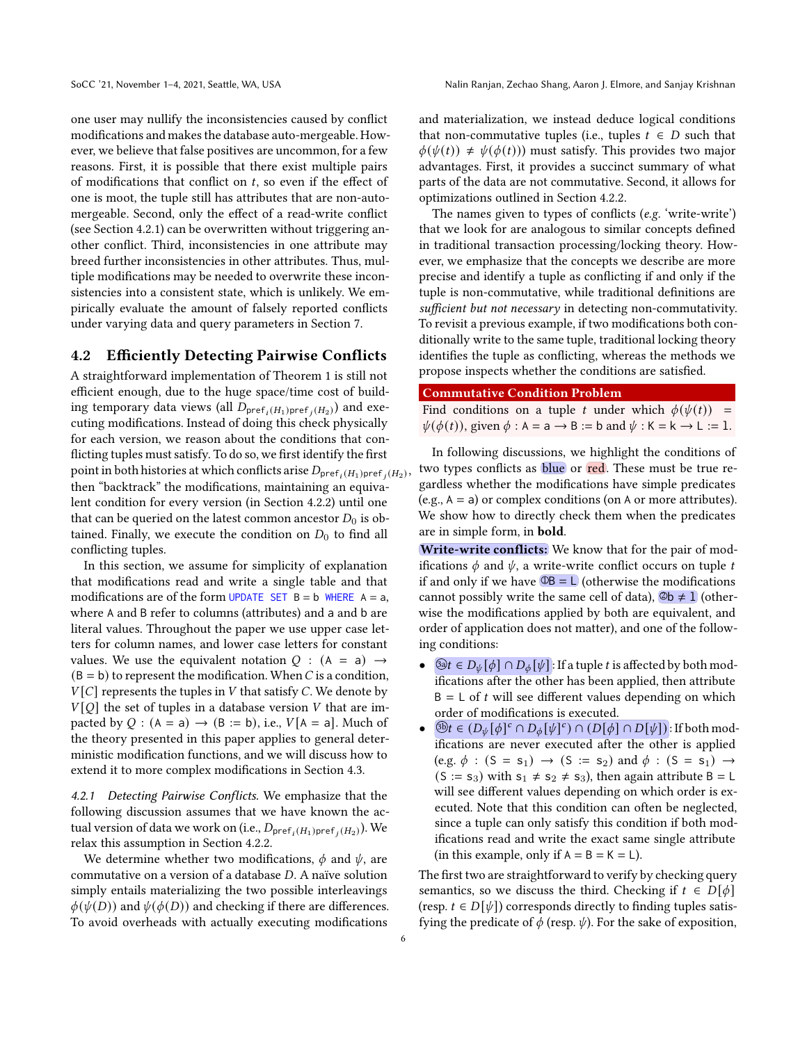one user may nullify the inconsistencies caused by conflict modifications and makes the database auto-mergeable. However, we believe that false positives are uncommon, for a few reasons. First, it is possible that there exist multiple pairs of modifications that conflict on $t$, so even if the effect of one is moot, the tuple still has attributes that are non-auto-mergeable. Second, only the effect of a read-write conflict (see Section 4.2.1) can be overwritten without triggering another conflict. Third, inconsistencies in one attribute may breed further inconsistencies in other attributes. Thus, multiple modifications may be needed to overwrite these inconsistencies into a consistent state, which is unlikely. We empirically evaluate the amount of falsely reported conflicts under varying data and query parameters in Section 7.

## 4.2 Efficiently Detecting Pairwise Conflicts

A straightforward implementation of Theorem 1 is still not efficient enough, due to the huge space/time cost of building temporary data views (all $D_{\mathsf{pref}_i(H_1)\mathsf{pref}_j(H_2)}$) and executing modifications. Instead of doing this check physically for each version, we reason about the conditions that conflicting tuples must satisfy. To do so, we first identify the first point in both histories at which conflicts arise $D_{\mathsf{pref}_i(H_1)\mathsf{pref}_j(H_2)}$, then "backtrack" the modifications, maintaining an equivalent condition for every version (in Section 4.2.2) until one that can be queried on the latest common ancestor $D_0$ is obtained. Finally, we execute the condition on $D_0$ to find all conflicting tuples.

In this section, we assume for simplicity of explanation that modifications read and write a single table and that modifications are of the form `UPDATE SET B = b WHERE A = a`, where A and B refer to columns (attributes) and a and b are literal values. Throughout the paper we use upper case letters for column names, and lower case letters for constant values. We use the equivalent notation $Q$ : $(\mathsf{A} = \mathsf{a}) \rightarrow (\mathsf{B} = \mathsf{b})$ to represent the modification. When $C$ is a condition, $V[C]$ represents the tuples in $V$ that satisfy $C$. We denote by $V[Q]$ the set of tuples in a database version $V$ that are impacted by $Q$ : $(\mathsf{A} = \mathsf{a}) \rightarrow (\mathsf{B} := \mathsf{b})$, i.e., $V[\mathsf{A} = \mathsf{a}]$. Much of the theory presented in this paper applies to general deterministic modification functions, and we will discuss how to extend it to more complex modifications in Section 4.3.

*4.2.1 Detecting Pairwise Conflicts.* We emphasize that the following discussion assumes that we have known the actual version of data we work on (i.e., $D_{\mathsf{pref}_i(H_1)\mathsf{pref}_j(H_2)}$). We relax this assumption in Section 4.2.2.

We determine whether two modifications, $\phi$ and $\psi$, are commutative on a version of a database $D$. A naïve solution simply entails materializing the two possible interleavings $\phi(\psi(D))$ and $\psi(\phi(D))$ and checking if there are differences. To avoid overheads with actually executing modifications and materialization, we instead deduce logical conditions that non-commutative tuples (i.e., tuples $t \in D$ such that $\phi(\psi(t)) \neq \psi(\phi(t))$) must satisfy. This provides two major advantages. First, it provides a succinct summary of what parts of the data are not commutative. Second, it allows for optimizations outlined in Section 4.2.2.

The names given to types of conflicts (*e.g.* 'write-write') that we look for are analogous to similar concepts defined in traditional transaction processing/locking theory. However, we emphasize that the concepts we describe are more precise and identify a tuple as conflicting if and only if the tuple is non-commutative, while traditional definitions are *sufficient but not necessary* in detecting non-commutativity. To revisit a previous example, if two modifications both conditionally write to the same tuple, traditional locking theory identifies the tuple as conflicting, whereas the methods we propose inspects whether the conditions are satisfied.

**Commutative Condition Problem**

Find conditions on a tuple $t$ under which $\phi(\psi(t)) = \psi(\phi(t))$, given $\phi : \mathsf{A} = \mathsf{a} \rightarrow \mathsf{B} := \mathsf{b}$ and $\psi : \mathsf{K} = \mathsf{k} \rightarrow \mathsf{L} := \mathsf{l}$.

In following discussions, we highlight the conditions of two types conflicts as blue or red. These must be true regardless whether the modifications have simple predicates (e.g., A = a) or complex conditions (on A or more attributes). We show how to directly check them when the predicates are in simple form, in **bold**.

**Write-write conflicts:** We know that for the pair of modifications $\phi$ and $\psi$, a write-write conflict occurs on tuple $t$ if and only if we have ① $\mathsf{B} = \mathsf{L}$ (otherwise the modifications cannot possibly write the same cell of data), ② $\mathsf{b} \neq \mathsf{l}$ (otherwise the modifications applied by both are equivalent, and order of application does not matter), and one of the following conditions:

- ③a $t \in D_\psi[\phi] \cap D_\phi[\psi]$: If a tuple $t$ is affected by both modifications after the other has been applied, then attribute $\mathsf{B} = \mathsf{L}$ of $t$ will see different values depending on which order of modifications is executed.
- ③b $t \in (D_\psi[\phi]^c \cap D_\phi[\psi]^c) \cap (D[\phi] \cap D[\psi])$: If both modifications are never executed after the other is applied (e.g. $\phi$ : $(\mathsf{S} = \mathsf{s}_1) \rightarrow (\mathsf{S} := \mathsf{s}_2)$ and $\phi$ : $(\mathsf{S} = \mathsf{s}_1) \rightarrow (\mathsf{S} := \mathsf{s}_3)$ with $\mathsf{s}_1 \neq \mathsf{s}_2 \neq \mathsf{s}_3$), then again attribute $\mathsf{B} = \mathsf{L}$ will see different values depending on which order is executed. Note that this condition can often be neglected, since a tuple can only satisfy this condition if both modifications read and write the exact same single attribute (in this example, only if $\mathsf{A} = \mathsf{B} = \mathsf{K} = \mathsf{L}$).

The first two are straightforward to verify by checking query semantics, so we discuss the third. Checking if $t \in D[\phi]$ (resp. $t \in D[\psi]$) corresponds directly to finding tuples satisfying the predicate of $\phi$ (resp. $\psi$). For the sake of exposition,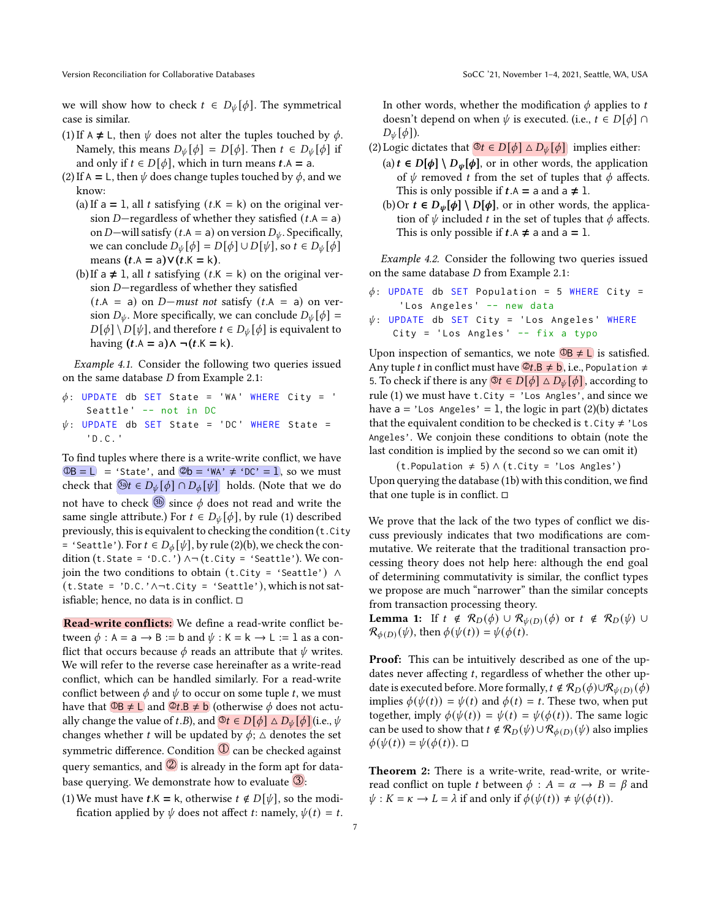we will show how to check $t \in D_\psi[\phi]$. The symmetrical case is similar.

(1) If $\mathsf{A} \neq \mathsf{L}$, then $\psi$ does not alter the tuples touched by $\phi$. Namely, this means $D_\psi[\phi] = D[\phi]$. Then $t \in D_\psi[\phi]$ if and only if $t \in D[\phi]$, which in turn means $t.\mathsf{A} = \mathsf{a}$.

(2) If $\mathsf{A} = \mathsf{L}$, then $\psi$ does change tuples touched by $\phi$, and we know:

  (a) If $\mathsf{a} = \mathsf{l}$, all $t$ satisfying $(t.\mathsf{K} = \mathsf{k})$ on the original version $D$—regardless of whether they satisfied $(t.\mathsf{A} = \mathsf{a})$ on $D$—will satisfy $(t.\mathsf{A} = \mathsf{a})$ on version $D_\psi$. Specifically, we can conclude $D_\psi[\phi] = D[\phi] \cup D[\psi]$, so $t \in D_\psi[\phi]$ means $(\boldsymbol{t}.\mathsf{A} = \mathsf{a}) \vee (\boldsymbol{t}.\mathsf{K} = \mathsf{k})$.

  (b) If $\mathsf{a} \neq \mathsf{l}$, all $t$ satisfying $(t.\mathsf{K} = \mathsf{k})$ on the original version $D$—regardless of whether they satisfied $(t.\mathsf{A} = \mathsf{a})$ on $D$—*must not* satisfy $(t.\mathsf{A} = \mathsf{a})$ on version $D_\psi$. More specifically, we can conclude $D_\psi[\phi] = D[\phi] \setminus D[\psi]$, and therefore $t \in D_\psi[\phi]$ is equivalent to having $(\boldsymbol{t}.\mathsf{A} = \mathsf{a}) \wedge \neg(\boldsymbol{t}.\mathsf{K} = \mathsf{k})$.

*Example 4.1.* Consider the following two queries issued on the same database $D$ from Example 2.1:

```
ϕ: UPDATE db SET State = 'WA' WHERE City = 'Seattle' -- not in DC
ψ: UPDATE db SET State = 'DC' WHERE State = 'D.C.'
```

To find tuples where there is a write-write conflict, we have ①$\mathsf{B} = \mathsf{L}$ = 'State', and ②$\mathsf{b}$ = 'WA' ≠ 'DC' = $\mathsf{l}$, so we must check that ③a $t \in D_\psi[\phi] \cap D_\phi[\psi]$ holds. (Note that we do not have to check ③b since $\phi$ does not read and write the same single attribute.) For $t \in D_\psi[\phi]$, by rule (1) described previously, this is equivalent to checking the condition (`t.City = 'Seattle'`). For $t \in D_\phi[\psi]$, by rule (2)(b), we check the condition (`t.State = 'D.C.'`) $\wedge \neg$(`t.City = 'Seattle'`). We conjoin the two conditions to obtain (`t.City = 'Seattle'`) $\wedge$ (`t.State = 'D.C.'`$\wedge\neg$`t.City = 'Seattle'`), which is not satisfiable; hence, no data is in conflict. □

**Read-write conflicts:** We define a read-write conflict between $\phi : \mathsf{A} = \mathsf{a} \rightarrow \mathsf{B} := \mathsf{b}$ and $\psi : \mathsf{K} = \mathsf{k} \rightarrow \mathsf{L} := \mathsf{l}$ as a conflict that occurs because $\phi$ reads an attribute that $\psi$ writes. We will refer to the reverse case hereinafter as a write-read conflict, which can be handled similarly. For a read-write conflict between $\phi$ and $\psi$ to occur on some tuple $t$, we must have that ①$\mathsf{B} \neq \mathsf{L}$ and ②$t.\mathsf{B} \neq \mathsf{b}$ (otherwise $\phi$ does not actually change the value of $t.B$), and ③$t \in D[\phi] \bigtriangleup D_\psi[\phi]$ (i.e., $\psi$ changes whether $t$ will be updated by $\phi$; $\bigtriangleup$ denotes the set symmetric difference. Condition ① can be checked against query semantics, and ② is already in the form apt for database querying. We demonstrate how to evaluate ③:

(1) We must have $\boldsymbol{t}.\mathsf{K} = \mathsf{k}$, otherwise $t \notin D[\psi]$, so the modification applied by $\psi$ does not affect $t$: namely, $\psi(t) = t$. In other words, whether the modification $\phi$ applies to $t$ doesn't depend on when $\psi$ is executed. (i.e., $t \in D[\phi] \cap D_\psi[\phi]$).

(2) Logic dictates that ③$t \in D[\phi] \bigtriangleup D_\psi[\phi]$ implies either:

  (a) $\boldsymbol{t} \in \boldsymbol{D}[\boldsymbol{\phi}] \setminus \boldsymbol{D}_{\boldsymbol{\psi}}[\boldsymbol{\phi}]$, or in other words, the application of $\psi$ removed $t$ from the set of tuples that $\phi$ affects. This is only possible if $\boldsymbol{t}.\mathsf{A} = \mathsf{a}$ and $\mathsf{a} \neq \mathsf{l}$.

  (b) Or $\boldsymbol{t} \in \boldsymbol{D}_{\boldsymbol{\psi}}[\boldsymbol{\phi}] \setminus \boldsymbol{D}[\boldsymbol{\phi}]$, or in other words, the application of $\psi$ included $t$ in the set of tuples that $\phi$ affects. This is only possible if $\boldsymbol{t}.\mathsf{A} \neq \mathsf{a}$ and $\mathsf{a} = \mathsf{l}$.

*Example 4.2.* Consider the following two queries issued on the same database $D$ from Example 2.1:

```
ϕ: UPDATE db SET Population = 5 WHERE City = 'Los Angeles' -- new data
ψ: UPDATE db SET City = 'Los Angeles' WHERE City = 'Los Angles' -- fix a typo
```

Upon inspection of semantics, we note ①$\mathsf{B} \neq \mathsf{L}$ is satisfied. Any tuple $t$ in conflict must have ②$t.\mathsf{B} \neq \mathsf{b}$, i.e., `Population` ≠ 5. To check if there is any ③$t \in D[\phi] \bigtriangleup D_\psi[\phi]$, according to rule (1) we must have `t.City = 'Los Angles'`, and since we have $\mathsf{a}$ = `'Los Angeles'` = $\mathsf{l}$, the logic in part (2)(b) dictates that the equivalent condition to be checked is `t.City ≠ 'Los Angeles'`. We conjoin these conditions to obtain (note the last condition is implied by the second so we can omit it)

$$(\texttt{t.Population} \neq 5) \wedge (\texttt{t.City = 'Los Angles'})$$

Upon querying the database (1b) with this condition, we find that one tuple is in conflict. □

We prove that the lack of the two types of conflict we discuss previously indicates that two modifications are commutative. We reiterate that the traditional transaction processing theory does not help here: although the end goal of determining commutativity is similar, the conflict types we propose are much "narrower" than the similar concepts from transaction processing theory.

**Lemma 1:** If $t \notin \mathcal{R}_D(\phi) \cup \mathcal{R}_{\psi(D)}(\phi)$ or $t \notin \mathcal{R}_D(\psi) \cup \mathcal{R}_{\phi(D)}(\psi)$, then $\phi(\psi(t)) = \psi(\phi(t))$.

**Proof:** This can be intuitively described as one of the updates never affecting $t$, regardless of whether the other update is executed before. More formally, $t \notin \mathcal{R}_D(\phi) \cup \mathcal{R}_{\psi(D)}(\phi)$ implies $\phi(\psi(t)) = \psi(t)$ and $\phi(t) = t$. These two, when put together, imply $\phi(\psi(t)) = \psi(t) = \psi(\phi(t))$. The same logic can be used to show that $t \notin \mathcal{R}_D(\psi) \cup \mathcal{R}_{\phi(D)}(\psi)$ also implies $\phi(\psi(t)) = \psi(\phi(t))$. □

**Theorem 2:** There is a write-write, read-write, or write-read conflict on tuple $t$ between $\phi : A = \alpha \rightarrow B = \beta$ and $\psi : K = \kappa \rightarrow L = \lambda$ if and only if $\phi(\psi(t)) \neq \psi(\phi(t))$.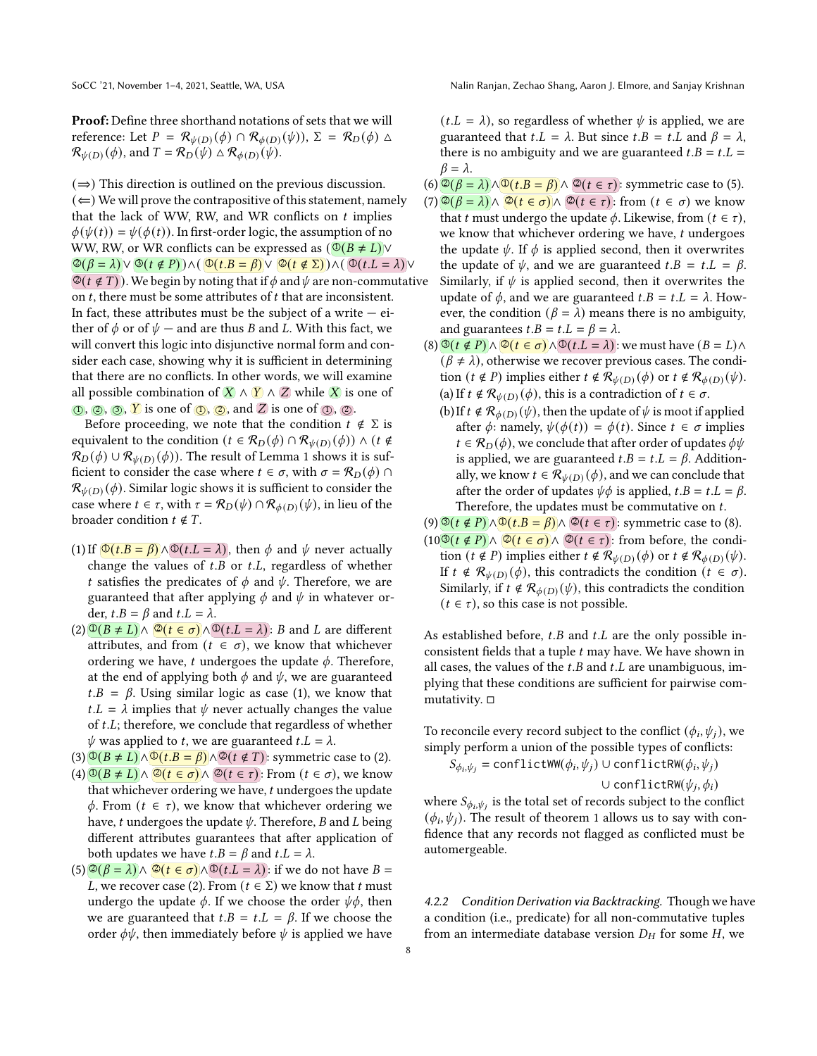**Proof:** Define three shorthand notations of sets that we will reference: Let $P = \mathcal{R}_{\psi(D)}(\phi) \cap \mathcal{R}_{\phi(D)}(\psi))$, $\Sigma = \mathcal{R}_D(\phi) \triangle \mathcal{R}_{\psi(D)}(\phi)$, and $T = \mathcal{R}_D(\psi) \triangle \mathcal{R}_{\phi(D)}(\psi)$.

($\Rightarrow$) This direction is outlined on the previous discussion.
($\Leftarrow$) We will prove the contrapositive of this statement, namely that the lack of WW, RW, and WR conflicts on $t$ implies $\phi(\psi(t)) = \psi(\phi(t))$. In first-order logic, the assumption of no WW, RW, or WR conflicts can be expressed as ($①(B \neq L) \vee ②(\beta = \lambda) \vee ③(t \notin P)) \wedge (①(t.B = \beta) \vee ②(t \notin \Sigma)) \wedge (①(t.L = \lambda) \vee ②(t \notin T)$). We begin by noting that if $\phi$ and $\psi$ are non-commutative on $t$, there must be some attributes of $t$ that are inconsistent. In fact, these attributes must be the subject of a write — either of $\phi$ or of $\psi$ — and are thus $B$ and $L$. With this fact, we will convert this logic into disjunctive normal form and consider each case, showing why it is sufficient in determining that there are no conflicts. In other words, we will examine all possible combination of $X \wedge Y \wedge Z$ while $X$ is one of ①, ②, ③, $Y$ is one of ①, ②, and $Z$ is one of ①, ②.

Before proceeding, we note that the condition $t \notin \Sigma$ is equivalent to the condition $(t \in \mathcal{R}_D(\phi) \cap \mathcal{R}_{\psi(D)}(\phi)) \wedge (t \notin \mathcal{R}_D(\phi) \cup \mathcal{R}_{\psi(D)}(\phi))$. The result of Lemma 1 shows it is sufficient to consider the case where $t \in \sigma$, with $\sigma = \mathcal{R}_D(\phi) \cap \mathcal{R}_{\psi(D)}(\phi)$. Similar logic shows it is sufficient to consider the case where $t \in \tau$, with $\tau = \mathcal{R}_D(\psi) \cap \mathcal{R}_{\phi(D)}(\psi)$, in lieu of the broader condition $t \notin T$.

(1) If $①(t.B = \beta) \wedge ①(t.L = \lambda)$, then $\phi$ and $\psi$ never actually change the values of $t.B$ or $t.L$, regardless of whether $t$ satisfies the predicates of $\phi$ and $\psi$. Therefore, we are guaranteed that after applying $\phi$ and $\psi$ in whatever order, $t.B = \beta$ and $t.L = \lambda$.
(2) $①(B \neq L) \wedge ②(t \in \sigma) \wedge ①(t.L = \lambda)$: $B$ and $L$ are different attributes, and from $(t \in \sigma)$, we know that whichever ordering we have, $t$ undergoes the update $\phi$. Therefore, at the end of applying both $\phi$ and $\psi$, we are guaranteed $t.B = \beta$. Using similar logic as case (1), we know that $t.L = \lambda$ implies that $\psi$ never actually changes the value of $t.L$; therefore, we conclude that regardless of whether $\psi$ was applied to $t$, we are guaranteed $t.L = \lambda$.
(3) $①(B \neq L) \wedge ①(t.B = \beta) \wedge ②(t \notin T)$: symmetric case to (2).
(4) $①(B \neq L) \wedge ②(t \in \sigma) \wedge ②(t \in \tau)$: From $(t \in \sigma)$, we know that whichever ordering we have, $t$ undergoes the update $\phi$. From $(t \in \tau)$, we know that whichever ordering we have, $t$ undergoes the update $\psi$. Therefore, $B$ and $L$ being different attributes guarantees that after application of both updates we have $t.B = \beta$ and $t.L = \lambda$.
(5) $②(\beta = \lambda) \wedge ②(t \in \sigma) \wedge ①(t.L = \lambda)$: if we do not have $B = L$, we recover case (2). From $(t \in \Sigma)$ we know that $t$ must undergo the update $\phi$. If we choose the order $\psi\phi$, then we are guaranteed that $t.B = t.L = \beta$. If we choose the order $\phi\psi$, then immediately before $\psi$ is applied we have $(t.L = \lambda)$, so regardless of whether $\psi$ is applied, we are guaranteed that $t.L = \lambda$. But since $t.B = t.L$ and $\beta = \lambda$, there is no ambiguity and we are guaranteed $t.B = t.L = \beta = \lambda$.
(6) $②(\beta = \lambda) \wedge ①(t.B = \beta) \wedge ②(t \in \tau)$: symmetric case to (5).
(7) $②(\beta = \lambda) \wedge ②(t \in \sigma) \wedge ②(t \in \tau)$: from $(t \in \sigma)$ we know that $t$ must undergo the update $\phi$. Likewise, from $(t \in \tau)$, we know that whichever ordering we have, $t$ undergoes the update $\psi$. If $\phi$ is applied second, then it overwrites the update of $\psi$, and we are guaranteed $t.B = t.L = \beta$. Similarly, if $\psi$ is applied second, then it overwrites the update of $\phi$, and we are guaranteed $t.B = t.L = \lambda$. However, the condition $(\beta = \lambda)$ means there is no ambiguity, and guarantees $t.B = t.L = \beta = \lambda$.
(8) $③(t \notin P) \wedge ②(t \in \sigma) \wedge ①(t.L = \lambda)$: we must have $(B = L) \wedge (\beta \neq \lambda)$, otherwise we recover previous cases. The condition $(t \notin P)$ implies either $t \notin \mathcal{R}_{\psi(D)}(\phi)$ or $t \notin \mathcal{R}_{\phi(D)}(\psi)$.
   (a) If $t \notin \mathcal{R}_{\psi(D)}(\phi)$, this is a contradiction of $t \in \sigma$.
   (b) If $t \notin \mathcal{R}_{\phi(D)}(\psi)$, then the update of $\psi$ is moot if applied after $\phi$: namely, $\psi(\phi(t)) = \phi(t)$. Since $t \in \sigma$ implies $t \in \mathcal{R}_D(\phi)$, we conclude that after order of updates $\phi\psi$ is applied, we are guaranteed $t.B = t.L = \beta$. Additionally, we know $t \in \mathcal{R}_{\psi(D)}(\phi)$, and we can conclude that after the order of updates $\psi\phi$ is applied, $t.B = t.L = \beta$. Therefore, the updates must be commutative on $t$.
(9) $③(t \notin P) \wedge ①(t.B = \beta) \wedge ②(t \in \tau)$: symmetric case to (8).
(10) $③(t \notin P) \wedge ②(t \in \sigma) \wedge ②(t \in \tau)$: from before, the condition $(t \notin P)$ implies either $t \notin \mathcal{R}_{\psi(D)}(\phi)$ or $t \notin \mathcal{R}_{\phi(D)}(\psi)$. If $t \notin \mathcal{R}_{\psi(D)}(\phi)$, this contradicts the condition $(t \in \sigma)$. Similarly, if $t \notin \mathcal{R}_{\phi(D)}(\psi)$, this contradicts the condition $(t \in \tau)$, so this case is not possible.

As established before, $t.B$ and $t.L$ are the only possible inconsistent fields that a tuple $t$ may have. We have shown in all cases, the values of the $t.B$ and $t.L$ are unambiguous, implying that these conditions are sufficient for pairwise commutativity. □

To reconcile every record subject to the conflict $(\phi_i, \psi_j)$, we simply perform a union of the possible types of conflicts:

$$S_{\phi_i,\psi_j} = \texttt{conflictWW}(\phi_i, \psi_j) \cup \texttt{conflictRW}(\phi_i, \psi_j) \cup \texttt{conflictRW}(\psi_j, \phi_i)$$

where $S_{\phi_i,\psi_j}$ is the total set of records subject to the conflict $(\phi_i, \psi_j)$. The result of theorem 1 allows us to say with confidence that any records not flagged as conflicted must be automergeable.

#### 4.2.2 Condition Derivation via Backtracking.

Though we have a condition (i.e., predicate) for all non-commutative tuples from an intermediate database version $D_H$ for some $H$, we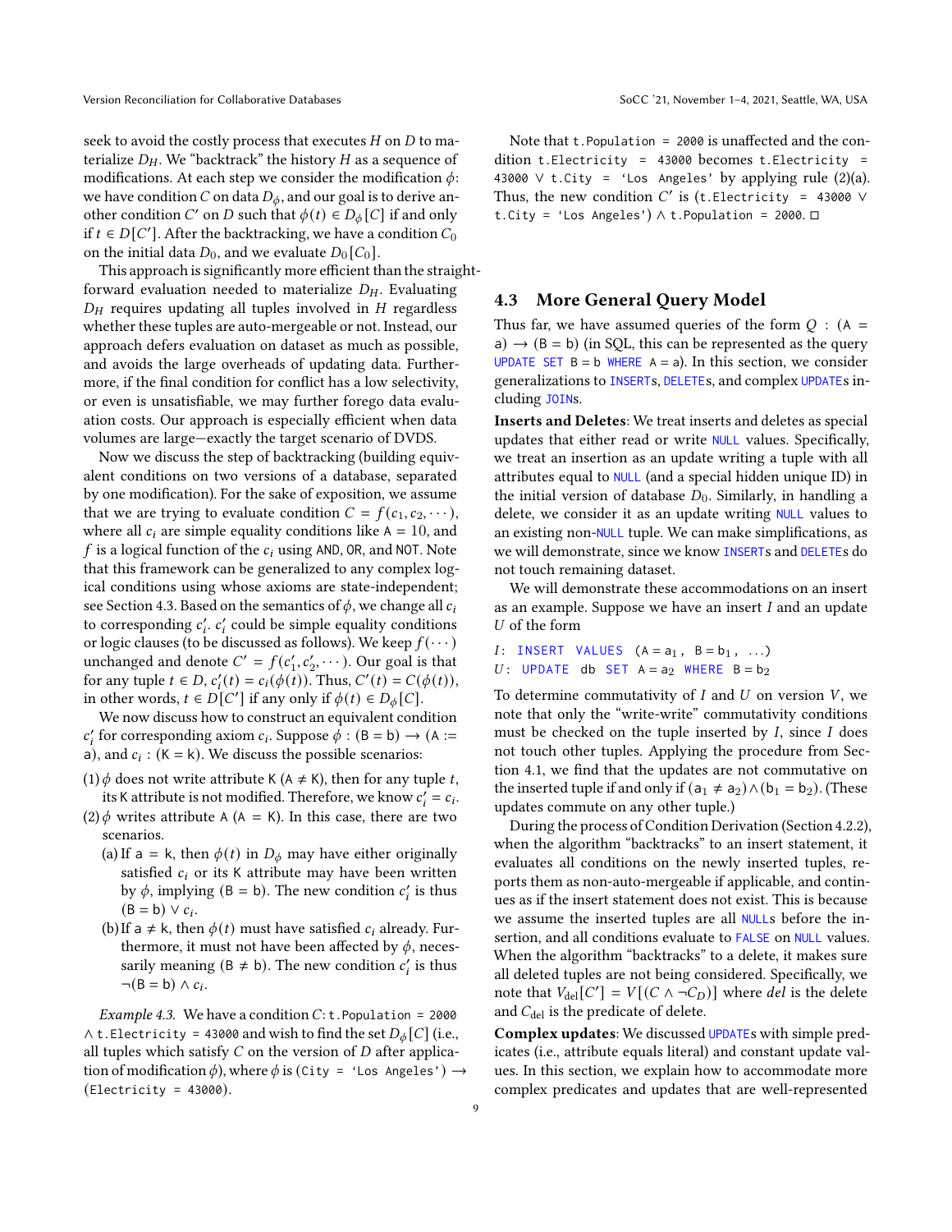seek to avoid the costly process that executes $H$ on $D$ to materialize $D_H$. We "backtrack" the history $H$ as a sequence of modifications. At each step we consider the modification $\phi$: we have condition $C$ on data $D_\phi$, and our goal is to derive another condition $C'$ on $D$ such that $\phi(t) \in D_\phi[C]$ if and only if $t \in D[C']$. After the backtracking, we have a condition $C_0$ on the initial data $D_0$, and we evaluate $D_0[C_0]$.

This approach is significantly more efficient than the straightforward evaluation needed to materialize $D_H$. Evaluating $D_H$ requires updating all tuples involved in $H$ regardless whether these tuples are auto-mergeable or not. Instead, our approach defers evaluation on dataset as much as possible, and avoids the large overheads of updating data. Furthermore, if the final condition for conflict has a low selectivity, or even is unsatisfiable, we may further forego data evaluation costs. Our approach is especially efficient when data volumes are large—exactly the target scenario of DVDS.

Now we discuss the step of backtracking (building equivalent conditions on two versions of a database, separated by one modification). For the sake of exposition, we assume that we are trying to evaluate condition $C = f(c_1, c_2, \cdots)$, where all $c_i$ are simple equality conditions like $\mathsf{A} = 10$, and $f$ is a logical function of the $c_i$ using AND, OR, and NOT. Note that this framework can be generalized to any complex logical conditions using whose axioms are state-independent; see Section 4.3. Based on the semantics of $\phi$, we change all $c_i$ to corresponding $c_i'$. $c_i'$ could be simple equality conditions or logic clauses (to be discussed as follows). We keep $f(\cdots)$ unchanged and denote $C' = f(c_1', c_2', \cdots)$. Our goal is that for any tuple $t \in D$, $c_i'(t) = c_i(\phi(t))$. Thus, $C'(t) = C(\phi(t))$, in other words, $t \in D[C']$ if any only if $\phi(t) \in D_\phi[C]$.

We now discuss how to construct an equivalent condition $c_i'$ for corresponding axiom $c_i$. Suppose $\phi : (\mathsf{B} = \mathsf{b}) \rightarrow (\mathsf{A} := \mathsf{a})$, and $c_i : (\mathsf{K} = \mathsf{k})$. We discuss the possible scenarios:

(1) $\phi$ does not write attribute K ($\mathsf{A} \neq \mathsf{K}$), then for any tuple $t$, its K attribute is not modified. Therefore, we know $c_i' = c_i$.

(2) $\phi$ writes attribute A ($\mathsf{A} = \mathsf{K}$). In this case, there are two scenarios.

   (a) If $\mathsf{a} = \mathsf{k}$, then $\phi(t)$ in $D_\phi$ may have either originally satisfied $c_i$ or its K attribute may have been written by $\phi$, implying $(\mathsf{B} = \mathsf{b})$. The new condition $c_i'$ is thus $(\mathsf{B} = \mathsf{b}) \vee c_i$.

   (b) If $\mathsf{a} \neq \mathsf{k}$, then $\phi(t)$ must have satisfied $c_i$ already. Furthermore, it must not have been affected by $\phi$, necessarily meaning $(\mathsf{B} \neq \mathsf{b})$. The new condition $c_i'$ is thus $\neg(\mathsf{B} = \mathsf{b}) \wedge c_i$.

*Example 4.3.* We have a condition $C$: `t.Population = 2000` $\wedge$ `t.Electricity = 43000` and wish to find the set $D_\phi[C]$ (i.e., all tuples which satisfy $C$ on the version of $D$ after application of modification $\phi$), where $\phi$ is (`City = 'Los Angeles'`) $\rightarrow$ (`Electricity = 43000`).

Note that `t.Population = 2000` is unaffected and the condition `t.Electricity = 43000` becomes `t.Electricity = 43000` $\vee$ `t.City = 'Los Angeles'` by applying rule (2)(a). Thus, the new condition $C'$ is (`t.Electricity = 43000` $\vee$ `t.City = 'Los Angeles'`) $\wedge$ `t.Population = 2000`. □

## 4.3 More General Query Model

Thus far, we have assumed queries of the form $Q : (\mathsf{A} = \mathsf{a}) \rightarrow (\mathsf{B} = \mathsf{b})$ (in SQL, this can be represented as the query `UPDATE SET B = b WHERE A = a`). In this section, we consider generalizations to `INSERT`s, `DELETE`s, and complex `UPDATE`s including `JOIN`s.

**Inserts and Deletes**: We treat inserts and deletes as special updates that either read or write `NULL` values. Specifically, we treat an insertion as an update writing a tuple with all attributes equal to `NULL` (and a special hidden unique ID) in the initial version of database $D_0$. Similarly, in handling a delete, we consider it as an update writing `NULL` values to an existing non-`NULL` tuple. We can make simplifications, as we will demonstrate, since we know `INSERT`s and `DELETE`s do not touch remaining dataset.

We will demonstrate these accommodations on an insert as an example. Suppose we have an insert $I$ and an update $U$ of the form

$I$: `INSERT VALUES (A = a1, B = b1, ...)`
$U$: `UPDATE db SET A = a2 WHERE B = b2`

To determine commutativity of $I$ and $U$ on version $V$, we note that only the "write-write" commutativity conditions must be checked on the tuple inserted by $I$, since $I$ does not touch other tuples. Applying the procedure from Section 4.1, we find that the updates are not commutative on the inserted tuple if and only if $(\mathsf{a}_1 \neq \mathsf{a}_2) \wedge (\mathsf{b}_1 = \mathsf{b}_2)$. (These updates commute on any other tuple.)

During the process of Condition Derivation (Section 4.2.2), when the algorithm "backtracks" to an insert statement, it evaluates all conditions on the newly inserted tuples, reports them as non-auto-mergeable if applicable, and continues as if the insert statement does not exist. This is because we assume the inserted tuples are all `NULL`s before the insertion, and all conditions evaluate to `FALSE` on `NULL` values. When the algorithm "backtracks" to a delete, it makes sure all deleted tuples are not being considered. Specifically, we note that $V_{\text{del}}[C'] = V[(C \wedge \neg C_D)]$ where *del* is the delete and $C_{\text{del}}$ is the predicate of delete.

**Complex updates**: We discussed `UPDATE`s with simple predicates (i.e., attribute equals literal) and constant update values. In this section, we explain how to accommodate more complex predicates and updates that are well-represented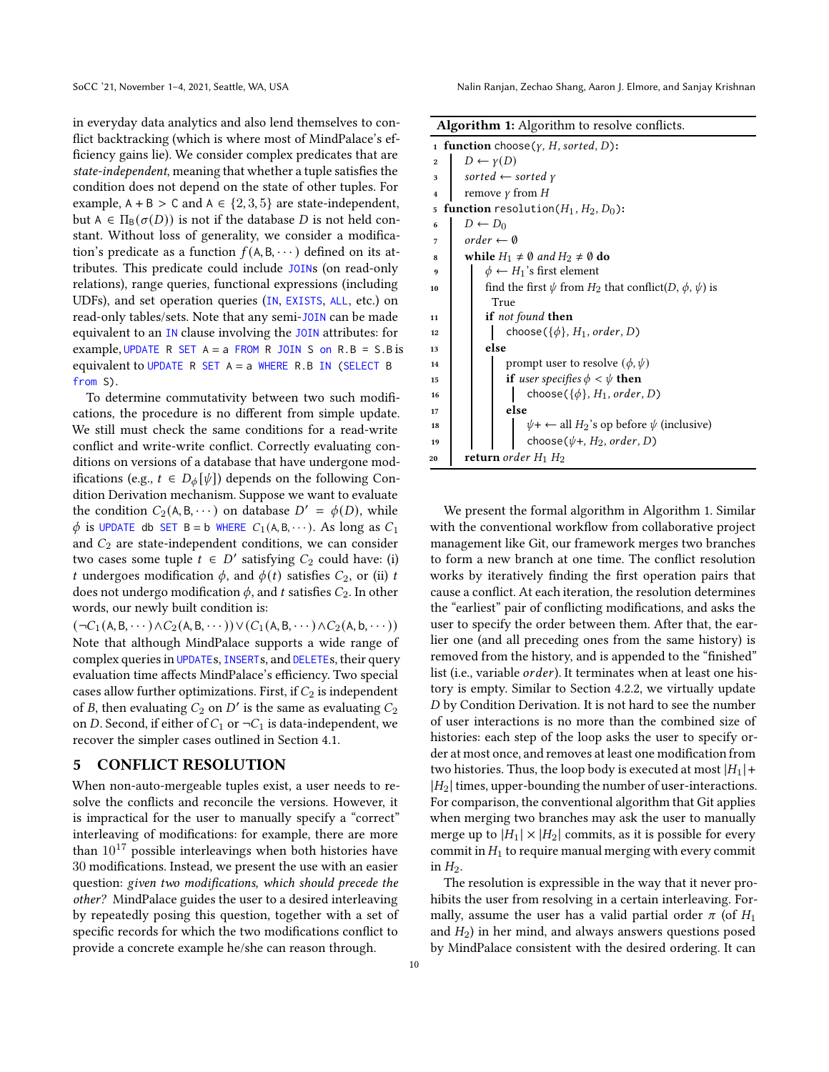in everyday data analytics and also lend themselves to conflict backtracking (which is where most of MindPalace's efficiency gains lie). We consider complex predicates that are *state-independent*, meaning that whether a tuple satisfies the condition does not depend on the state of other tuples. For example, $A + B > C$ and $A \in \{2, 3, 5\}$ are state-independent, but $A \in \Pi_B(\sigma(D))$ is not if the database $D$ is not held constant. Without loss of generality, we consider a modification's predicate as a function $f(A, B, \cdots)$ defined on its attributes. This predicate could include `JOIN`s (on read-only relations), range queries, functional expressions (including UDFs), and set operation queries (`IN`, `EXISTS`, `ALL`, etc.) on read-only tables/sets. Note that any semi-`JOIN` can be made equivalent to an `IN` clause involving the `JOIN` attributes: for example, `UPDATE R SET A = a FROM R JOIN S on R.B = S.B` is equivalent to `UPDATE R SET A = a WHERE R.B IN (SELECT B from S)`.

To determine commutativity between two such modifications, the procedure is no different from simple update. We still must check the same conditions for a read-write conflict and write-write conflict. Correctly evaluating conditions on versions of a database that have undergone modifications (e.g., $t \in D_\phi[\psi]$) depends on the following Condition Derivation mechanism. Suppose we want to evaluate the condition $C_2(A, B, \cdots)$ on database $D' = \phi(D)$, while $\phi$ is `UPDATE db SET B = b WHERE` $C_1(A, B, \cdots)$. As long as $C_1$ and $C_2$ are state-independent conditions, we can consider two cases some tuple $t \in D'$ satisfying $C_2$ could have: (i) $t$ undergoes modification $\phi$, and $\phi(t)$ satisfies $C_2$, or (ii) $t$ does not undergo modification $\phi$, and $t$ satisfies $C_2$. In other words, our newly built condition is:

$$(\neg C_1(A, B, \cdots) \wedge C_2(A, B, \cdots)) \vee (C_1(A, B, \cdots) \wedge C_2(A, b, \cdots))$$

Note that although MindPalace supports a wide range of complex queries in `UPDATE`s, `INSERT`s, and `DELETE`s, their query evaluation time affects MindPalace's efficiency. Two special cases allow further optimizations. First, if $C_2$ is independent of $B$, then evaluating $C_2$ on $D'$ is the same as evaluating $C_2$ on $D$. Second, if either of $C_1$ or $\neg C_1$ is data-independent, we recover the simpler cases outlined in Section 4.1.

## 5 CONFLICT RESOLUTION

When non-auto-mergeable tuples exist, a user needs to resolve the conflicts and reconcile the versions. However, it is impractical for the user to manually specify a "correct" interleaving of modifications: for example, there are more than $10^{17}$ possible interleavings when both histories have 30 modifications. Instead, we present the use with an easier question: *given two modifications, which should precede the other?* MindPalace guides the user to a desired interleaving by repeatedly posing this question, together with a set of specific records for which the two modifications conflict to provide a concrete example he/she can reason through.

**Algorithm 1:** Algorithm to resolve conflicts.

```
1  function choose(γ, H, sorted, D):
2  |   D ← γ(D)
3  |   sorted ← sorted γ
4  |   remove γ from H
5  function resolution(H1, H2, D0):
6  |   D ← D0
7  |   order ← ∅
8  |   while H1 ≠ ∅ and H2 ≠ ∅ do
9  |   |   φ ← H1's first element
10 |   |   find the first ψ from H2 that conflict(D, φ, ψ) is
   |   |     True
11 |   |   if not found then
12 |   |   |   choose({φ}, H1, order, D)
13 |   |   else
14 |   |   |   prompt user to resolve (φ, ψ)
15 |   |   |   if user specifies φ < ψ then
16 |   |   |   |   choose({φ}, H1, order, D)
17 |   |   |   else
18 |   |   |   |   ψ+ ← all H2's op before ψ (inclusive)
19 |   |   |   |   choose(ψ+, H2, order, D)
20 |   return order H1 H2
```

We present the formal algorithm in Algorithm 1. Similar with the conventional workflow from collaborative project management like Git, our framework merges two branches to form a new branch at one time. The conflict resolution works by iteratively finding the first operation pairs that cause a conflict. At each iteration, the resolution determines the "earliest" pair of conflicting modifications, and asks the user to specify the order between them. After that, the earlier one (and all preceding ones from the same history) is removed from the history, and is appended to the "finished" list (i.e., variable $order$). It terminates when at least one history is empty. Similar to Section 4.2.2, we virtually update $D$ by Condition Derivation. It is not hard to see the number of user interactions is no more than the combined size of histories: each step of the loop asks the user to specify order at most once, and removes at least one modification from two histories. Thus, the loop body is executed at most $|H_1| + |H_2|$ times, upper-bounding the number of user-interactions. For comparison, the conventional algorithm that Git applies when merging two branches may ask the user to manually merge up to $|H_1| \times |H_2|$ commits, as it is possible for every commit in $H_1$ to require manual merging with every commit in $H_2$.

The resolution is expressible in the way that it never prohibits the user from resolving in a certain interleaving. Formally, assume the user has a valid partial order $\pi$ (of $H_1$ and $H_2$) in her mind, and always answers questions posed by MindPalace consistent with the desired ordering. It can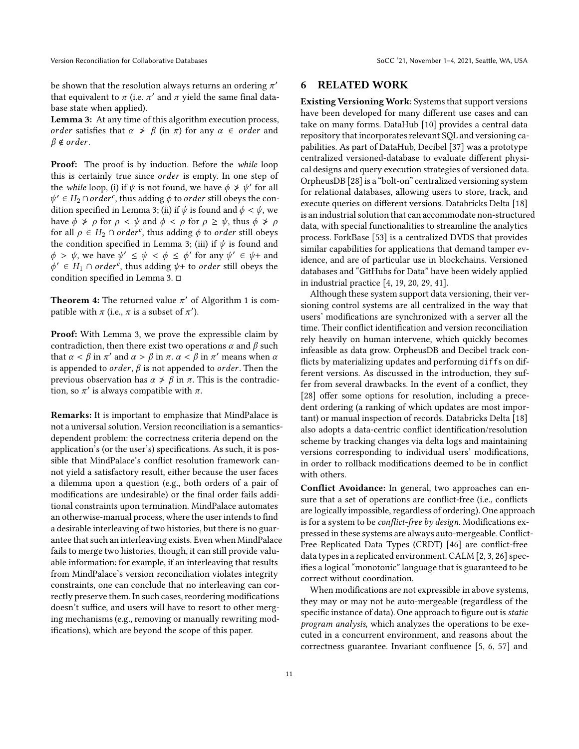be shown that the resolution always returns an ordering $\pi'$ that equivalent to $\pi$ (i.e. $\pi'$ and $\pi$ yield the same final database state when applied).

**Lemma 3:** At any time of this algorithm execution process, $order$ satisfies that $\alpha \not> \beta$ (in $\pi$) for any $\alpha \in order$ and $\beta \notin order$.

**Proof:** The proof is by induction. Before the *while* loop this is certainly true since $order$ is empty. In one step of the *while* loop, (i) if $\psi$ is not found, we have $\phi \not> \psi'$ for all $\psi' \in H_2 \cap order^c$, thus adding $\phi$ to $order$ still obeys the condition specified in Lemma 3; (ii) if $\psi$ is found and $\phi < \psi$, we have $\phi \not> \rho$ for $\rho < \psi$ and $\phi < \rho$ for $\rho \geq \psi$, thus $\phi \not> \rho$ for all $\rho \in H_2 \cap order^c$, thus adding $\phi$ to $order$ still obeys the condition specified in Lemma 3; (iii) if $\psi$ is found and $\phi > \psi$, we have $\psi' \leq \psi < \phi \leq \phi'$ for any $\psi' \in \psi+$ and $\phi' \in H_1 \cap order^c$, thus adding $\psi+$ to $order$ still obeys the condition specified in Lemma 3. □

**Theorem 4:** The returned value $\pi'$ of Algorithm 1 is compatible with $\pi$ (i.e., $\pi$ is a subset of $\pi'$).

**Proof:** With Lemma 3, we prove the expressible claim by contradiction, then there exist two operations $\alpha$ and $\beta$ such that $\alpha < \beta$ in $\pi'$ and $\alpha > \beta$ in $\pi$. $\alpha < \beta$ in $\pi'$ means when $\alpha$ is appended to $order$, $\beta$ is not appended to $order$. Then the previous observation has $\alpha \not> \beta$ in $\pi$. This is the contradiction, so $\pi'$ is always compatible with $\pi$.

**Remarks:** It is important to emphasize that MindPalace is not a universal solution. Version reconciliation is a semantics-dependent problem: the correctness criteria depend on the application's (or the user's) specifications. As such, it is possible that MindPalace's conflict resolution framework cannot yield a satisfactory result, either because the user faces a dilemma upon a question (e.g., both orders of a pair of modifications are undesirable) or the final order fails additional constraints upon termination. MindPalace automates an otherwise-manual process, where the user intends to find a desirable interleaving of two histories, but there is no guarantee that such an interleaving exists. Even when MindPalace fails to merge two histories, though, it can still provide valuable information: for example, if an interleaving that results from MindPalace's version reconciliation violates integrity constraints, one can conclude that no interleaving can correctly preserve them. In such cases, reordering modifications doesn't suffice, and users will have to resort to other merging mechanisms (e.g., removing or manually rewriting modifications), which are beyond the scope of this paper.

# 6 RELATED WORK

**Existing Versioning Work**: Systems that support versions have been developed for many different use cases and can take on many forms. DataHub [10] provides a central data repository that incorporates relevant SQL and versioning capabilities. As part of DataHub, Decibel [37] was a prototype centralized versioned-database to evaluate different physical designs and query execution strategies of versioned data. OrpheusDB [28] is a "bolt-on" centralized versioning system for relational databases, allowing users to store, track, and execute queries on different versions. Databricks Delta [18] is an industrial solution that can accommodate non-structured data, with special functionalities to streamline the analytics process. ForkBase [53] is a centralized DVDS that provides similar capabilities for applications that demand tamper evidence, and are of particular use in blockchains. Versioned databases and "GitHubs for Data" have been widely applied in industrial practice [4, 19, 20, 29, 41].

Although these system support data versioning, their versioning control systems are all centralized in the way that users' modifications are synchronized with a server all the time. Their conflict identification and version reconciliation rely heavily on human intervene, which quickly becomes infeasible as data grow. OrpheusDB and Decibel track conflicts by materializing updates and performing `diffs` on different versions. As discussed in the introduction, they suffer from several drawbacks. In the event of a conflict, they [28] offer some options for resolution, including a precedent ordering (a ranking of which updates are most important) or manual inspection of records. Databricks Delta [18] also adopts a data-centric conflict identification/resolution scheme by tracking changes via delta logs and maintaining versions corresponding to individual users' modifications, in order to rollback modifications deemed to be in conflict with others.

**Conflict Avoidance:** In general, two approaches can ensure that a set of operations are conflict-free (i.e., conflicts are logically impossible, regardless of ordering). One approach is for a system to be *conflict-free by design*. Modifications expressed in these systems are always auto-mergeable. Conflict-Free Replicated Data Types (CRDT) [46] are conflict-free data types in a replicated environment. CALM [2, 3, 26] specifies a logical "monotonic" language that is guaranteed to be correct without coordination.

When modifications are not expressible in above systems, they may or may not be auto-mergeable (regardless of the specific instance of data). One approach to figure out is *static program analysis*, which analyzes the operations to be executed in a concurrent environment, and reasons about the correctness guarantee. Invariant confluence [5, 6, 57] and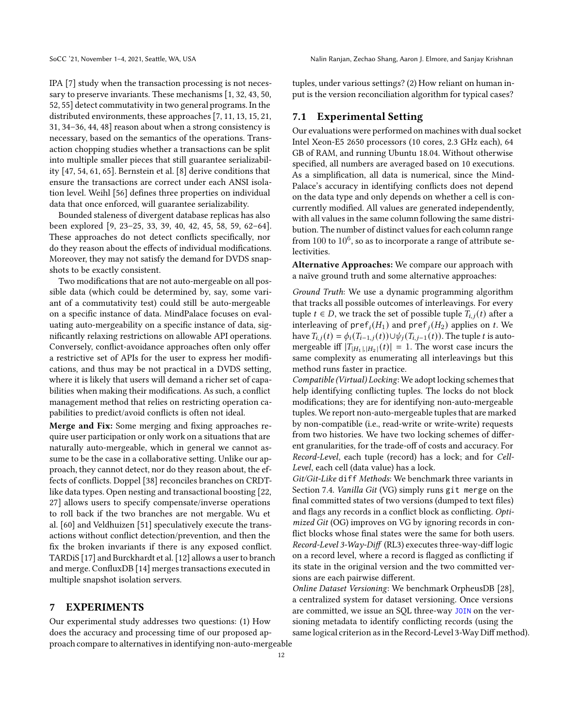IPA [7] study when the transaction processing is not necessary to preserve invariants. These mechanisms [1, 32, 43, 50, 52, 55] detect commutativity in two general programs. In the distributed environments, these approaches [7, 11, 13, 15, 21, 31, 34–36, 44, 48] reason about when a strong consistency is necessary, based on the semantics of the operations. Transaction chopping studies whether a transactions can be split into multiple smaller pieces that still guarantee serializability [47, 54, 61, 65]. Bernstein et al. [8] derive conditions that ensure the transactions are correct under each ANSI isolation level. Weihl [56] defines three properties on individual data that once enforced, will guarantee serializability.

Bounded staleness of divergent database replicas has also been explored [9, 23–25, 33, 39, 40, 42, 45, 58, 59, 62–64]. These approaches do not detect conflicts specifically, nor do they reason about the effects of individual modifications. Moreover, they may not satisfy the demand for DVDS snapshots to be exactly consistent.

Two modifications that are not auto-mergeable on all possible data (which could be determined by, say, some variant of a commutativity test) could still be auto-mergeable on a specific instance of data. MindPalace focuses on evaluating auto-mergeability on a specific instance of data, significantly relaxing restrictions on allowable API operations. Conversely, conflict-avoidance approaches often only offer a restrictive set of APIs for the user to express her modifications, and thus may be not practical in a DVDS setting, where it is likely that users will demand a richer set of capabilities when making their modifications. As such, a conflict management method that relies on restricting operation capabilities to predict/avoid conflicts is often not ideal.

**Merge and Fix:** Some merging and fixing approaches require user participation or only work on a situations that are naturally auto-mergeable, which in general we cannot assume to be the case in a collaborative setting. Unlike our approach, they cannot detect, nor do they reason about, the effects of conflicts. Doppel [38] reconciles branches on CRDT-like data types. Open nesting and transactional boosting [22, 27] allows users to specify compensate/inverse operations to roll back if the two branches are not mergable. Wu et al. [60] and Veldhuizen [51] speculatively execute the transactions without conflict detection/prevention, and then the fix the broken invariants if there is any exposed conflict. TARDiS [17] and Burckhardt et al. [12] allows a user to branch and merge. ConfluxDB [14] merges transactions executed in multiple snapshot isolation servers.

## 7 EXPERIMENTS

Our experimental study addresses two questions: (1) How does the accuracy and processing time of our proposed approach compare to alternatives in identifying non-auto-mergeable tuples, under various settings? (2) How reliant on human input is the version reconciliation algorithm for typical cases?

### 7.1 Experimental Setting

Our evaluations were performed on machines with dual socket Intel Xeon-E5 2650 processors (10 cores, 2.3 GHz each), 64 GB of RAM, and running Ubuntu 18.04. Without otherwise specified, all numbers are averaged based on 10 executions. As a simplification, all data is numerical, since the MindPalace's accuracy in identifying conflicts does not depend on the data type and only depends on whether a cell is concurrently modified. All values are generated independently, with all values in the same column following the same distribution. The number of distinct values for each column range from 100 to $10^6$, so as to incorporate a range of attribute selectivities.

**Alternative Approaches:** We compare our approach with a naïve ground truth and some alternative approaches:

*Ground Truth*: We use a dynamic programming algorithm that tracks all possible outcomes of interleavings. For every tuple $t \in D$, we track the set of possible tuple $T_{i,j}(t)$ after a interleaving of $\texttt{pref}_i(H_1)$ and $\texttt{pref}_j(H_2)$ applies on $t$. We have $T_{i,j}(t) = \phi_i(T_{i-1,j}(t)) \cup \psi_j(T_{i,j-1}(t))$. The tuple $t$ is auto-mergeable iff $|T_{|H_1|,|H_2|}(t)| = 1$. The worst case incurs the same complexity as enumerating all interleavings but this method runs faster in practice.

*Compatible (Virtual) Locking*: We adopt locking schemes that help identifying conflicting tuples. The locks do not block modifications; they are for identifying non-auto-mergeable tuples. We report non-auto-mergeable tuples that are marked by non-compatible (i.e., read-write or write-write) requests from two histories. We have two locking schemes of different granularities, for the trade-off of costs and accuracy. For *Record-Level*, each tuple (record) has a lock; and for *Cell-Level*, each cell (data value) has a lock.

*Git/Git-Like `diff` Methods*: We benchmark three variants in Section 7.4. *Vanilla Git* (VG) simply runs `git merge` on the final committed states of two versions (dumped to text files) and flags any records in a conflict block as conflicting. *Optimized Git* (OG) improves on VG by ignoring records in conflict blocks whose final states were the same for both users. *Record-Level 3-Way-Diff* (RL3) executes three-way-diff logic on a record level, where a record is flagged as conflicting if its state in the original version and the two committed versions are each pairwise different.

*Online Dataset Versioning*: We benchmark OrpheusDB [28], a centralized system for dataset versioning. Once versions are committed, we issue an SQL three-way `JOIN` on the versioning metadata to identify conflicting records (using the same logical criterion as in the Record-Level 3-Way Diff method).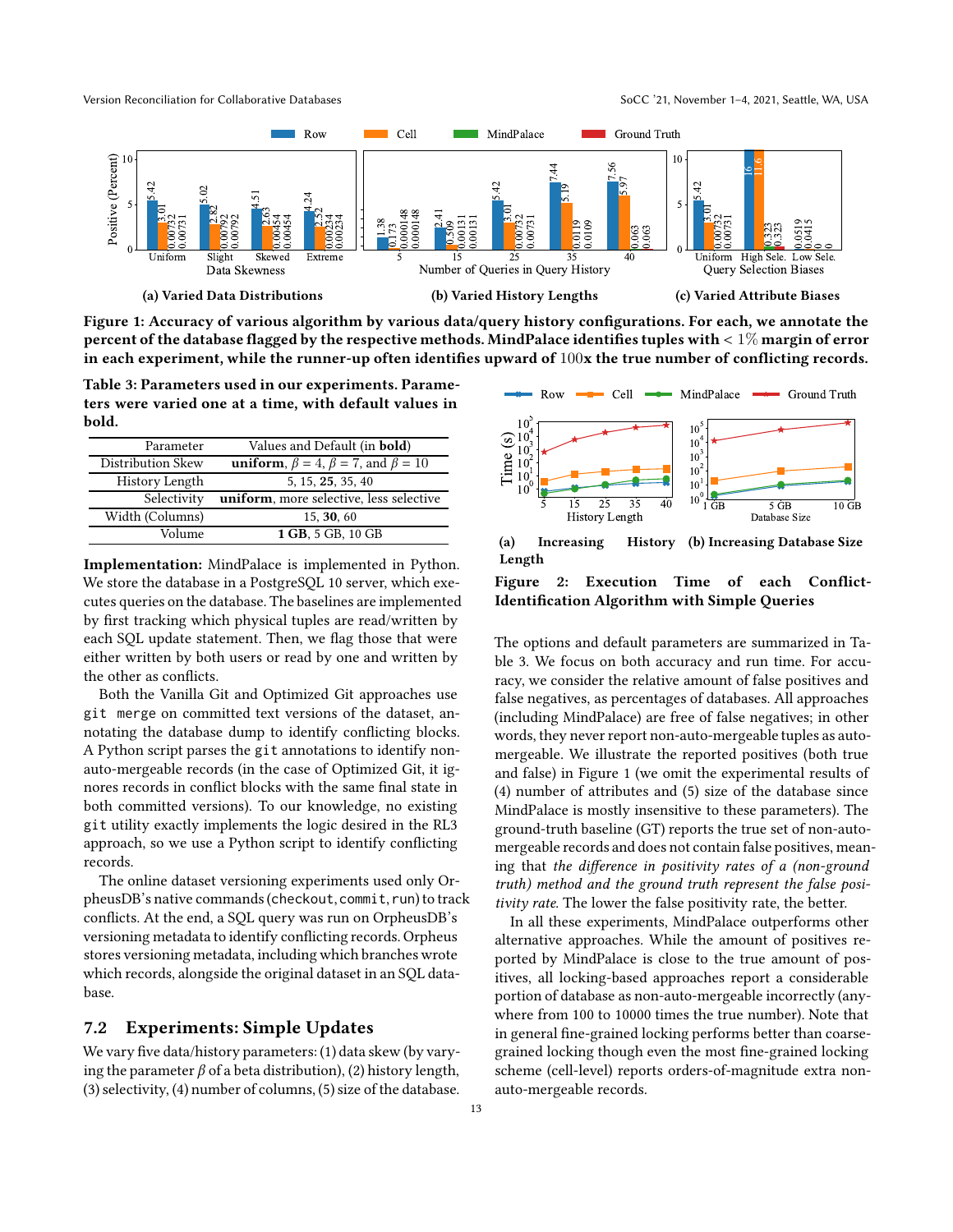**(a) Varied Data Distributions** **(b) Varied History Lengths** **(c) Varied Attribute Biases**

**Figure 1: Accuracy of various algorithm by various data/query history configurations. For each, we annotate the percent of the database flagged by the respective methods. MindPalace identifies tuples with $< 1\%$ margin of error in each experiment, while the runner-up often identifies upward of $100$x the true number of conflicting records.**

**Table 3: Parameters used in our experiments. Parameters were varied one at a time, with default values in bold.**

| Parameter | Values and Default (in **bold**) |
|---|---|
| Distribution Skew | **uniform**, $\beta = 4$, $\beta = 7$, and $\beta = 10$ |
| History Length | 5, 15, **25**, 35, 40 |
| Selectivity | **uniform**, more selective, less selective |
| Width (Columns) | 15, **30**, 60 |
| Volume | **1 GB**, 5 GB, 10 GB |

**Implementation:** MindPalace is implemented in Python. We store the database in a PostgreSQL 10 server, which executes queries on the database. The baselines are implemented by first tracking which physical tuples are read/written by each SQL update statement. Then, we flag those that were either written by both users or read by one and written by the other as conflicts.

Both the Vanilla Git and Optimized Git approaches use `git merge` on committed text versions of the dataset, annotating the database dump to identify conflicting blocks. A Python script parses the `git` annotations to identify non-auto-mergeable records (in the case of Optimized Git, it ignores records in conflict blocks with the same final state in both committed versions). To our knowledge, no existing `git` utility exactly implements the logic desired in the RL3 approach, so we use a Python script to identify conflicting records.

The online dataset versioning experiments used only OrpheusDB's native commands (`checkout`, `commit`, `run`) to track conflicts. At the end, a SQL query was run on OrpheusDB's versioning metadata to identify conflicting records. Orpheus stores versioning metadata, including which branches wrote which records, alongside the original dataset in an SQL database.

## 7.2 Experiments: Simple Updates

We vary five data/history parameters: (1) data skew (by varying the parameter $\beta$ of a beta distribution), (2) history length, (3) selectivity, (4) number of columns, (5) size of the database.

**(a) Increasing History Length** **(b) Increasing Database Size**

**Figure 2: Execution Time of each Conflict-Identification Algorithm with Simple Queries**

The options and default parameters are summarized in Table 3. We focus on both accuracy and run time. For accuracy, we consider the relative amount of false positives and false negatives, as percentages of databases. All approaches (including MindPalace) are free of false negatives; in other words, they never report non-auto-mergeable tuples as auto-mergeable. We illustrate the reported positives (both true and false) in Figure 1 (we omit the experimental results of (4) number of attributes and (5) size of the database since MindPalace is mostly insensitive to these parameters). The ground-truth baseline (GT) reports the true set of non-auto-mergeable records and does not contain false positives, meaning that *the difference in positivity rates of a (non-ground truth) method and the ground truth represent the false positivity rate.* The lower the false positivity rate, the better.

In all these experiments, MindPalace outperforms other alternative approaches. While the amount of positives reported by MindPalace is close to the true amount of positives, all locking-based approaches report a considerable portion of database as non-auto-mergeable incorrectly (anywhere from 100 to 10000 times the true number). Note that in general fine-grained locking performs better than coarse-grained locking though even the most fine-grained locking scheme (cell-level) reports orders-of-magnitude extra non-auto-mergeable records.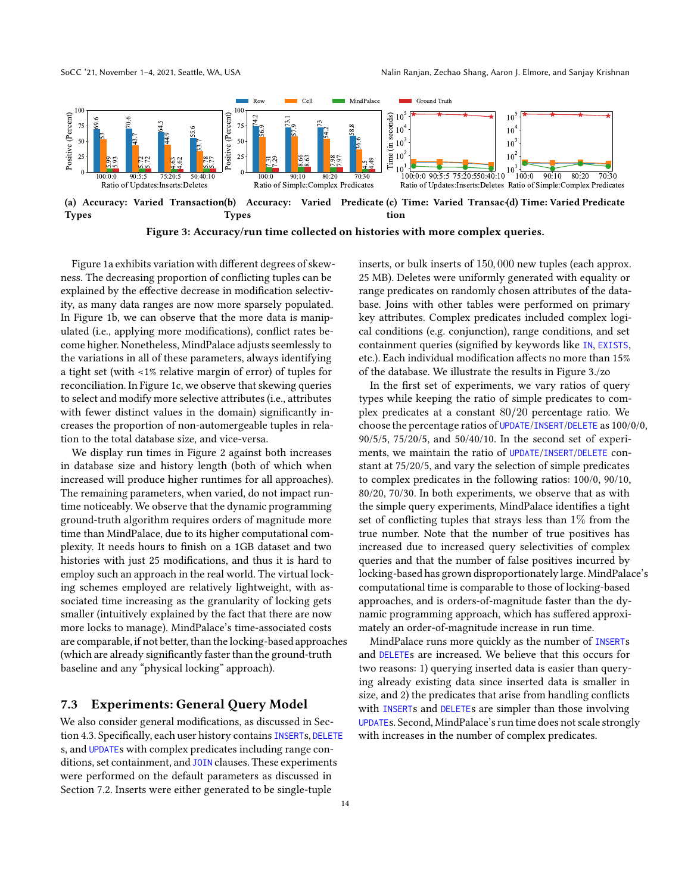Figure 3: Accuracy/run time collected on histories with more complex queries.

(a) Accuracy: Varied Transaction Types (b) Accuracy: Varied Predicate Types (c) Time: Varied Transaction (d) Time: Varied Predicate

Figure 1a exhibits variation with different degrees of skewness. The decreasing proportion of conflicting tuples can be explained by the effective decrease in modification selectivity, as many data ranges are now more sparsely populated. In Figure 1b, we can observe that the more data is manipulated (i.e., applying more modifications), conflict rates become higher. Nonetheless, MindPalace adjusts seemlessly to the variations in all of these parameters, always identifying a tight set (with <1% relative margin of error) of tuples for reconciliation. In Figure 1c, we observe that skewing queries to select and modify more selective attributes (i.e., attributes with fewer distinct values in the domain) significantly increases the proportion of non-automergeable tuples in relation to the total database size, and vice-versa.

We display run times in Figure 2 against both increases in database size and history length (both of which when increased will produce higher runtimes for all approaches). The remaining parameters, when varied, do not impact runtime noticeably. We observe that the dynamic programming ground-truth algorithm requires orders of magnitude more time than MindPalace, due to its higher computational complexity. It needs hours to finish on a 1GB dataset and two histories with just 25 modifications, and thus it is hard to employ such an approach in the real world. The virtual locking schemes employed are relatively lightweight, with associated time increasing as the granularity of locking gets smaller (intuitively explained by the fact that there are now more locks to manage). MindPalace's time-associated costs are comparable, if not better, than the locking-based approaches (which are already significantly faster than the ground-truth baseline and any "physical locking" approach).

## 7.3 Experiments: General Query Model

We also consider general modifications, as discussed in Section 4.3. Specifically, each user history contains INSERTs, DELETEs, and UPDATEs with complex predicates including range conditions, set containment, and JOIN clauses. These experiments were performed on the default parameters as discussed in Section 7.2. Inserts were either generated to be single-tuple inserts, or bulk inserts of 150,000 new tuples (each approx. 25 MB). Deletes were uniformly generated with equality or range predicates on randomly chosen attributes of the database. Joins with other tables were performed on primary key attributes. Complex predicates included complex logical conditions (e.g. conjunction), range conditions, and set containment queries (signified by keywords like IN, EXISTS, etc.). Each individual modification affects no more than 15% of the database. We illustrate the results in Figure 3./zo

In the first set of experiments, we vary ratios of query types while keeping the ratio of simple predicates to complex predicates at a constant $80/20$ percentage ratio. We choose the percentage ratios of UPDATE/INSERT/DELETE as 100/0/0, 90/5/5, 75/20/5, and 50/40/10. In the second set of experiments, we maintain the ratio of UPDATE/INSERT/DELETE constant at 75/20/5, and vary the selection of simple predicates to complex predicates in the following ratios: 100/0, 90/10, 80/20, 70/30. In both experiments, we observe that as with the simple query experiments, MindPalace identifies a tight set of conflicting tuples that strays less than $1\%$ from the true number. Note that the number of true positives has increased due to increased query selectivities of complex queries and that the number of false positives incurred by locking-based has grown disproportionately large. MindPalace's computational time is comparable to those of locking-based approaches, and is orders-of-magnitude faster than the dynamic programming approach, which has suffered approximately an order-of-magnitude increase in run time.

MindPalace runs more quickly as the number of INSERTs and DELETEs are increased. We believe that this occurs for two reasons: 1) querying inserted data is easier than querying already existing data since inserted data is smaller in size, and 2) the predicates that arise from handling conflicts with INSERTs and DELETEs are simpler than those involving UPDATEs. Second, MindPalace's run time does not scale strongly with increases in the number of complex predicates.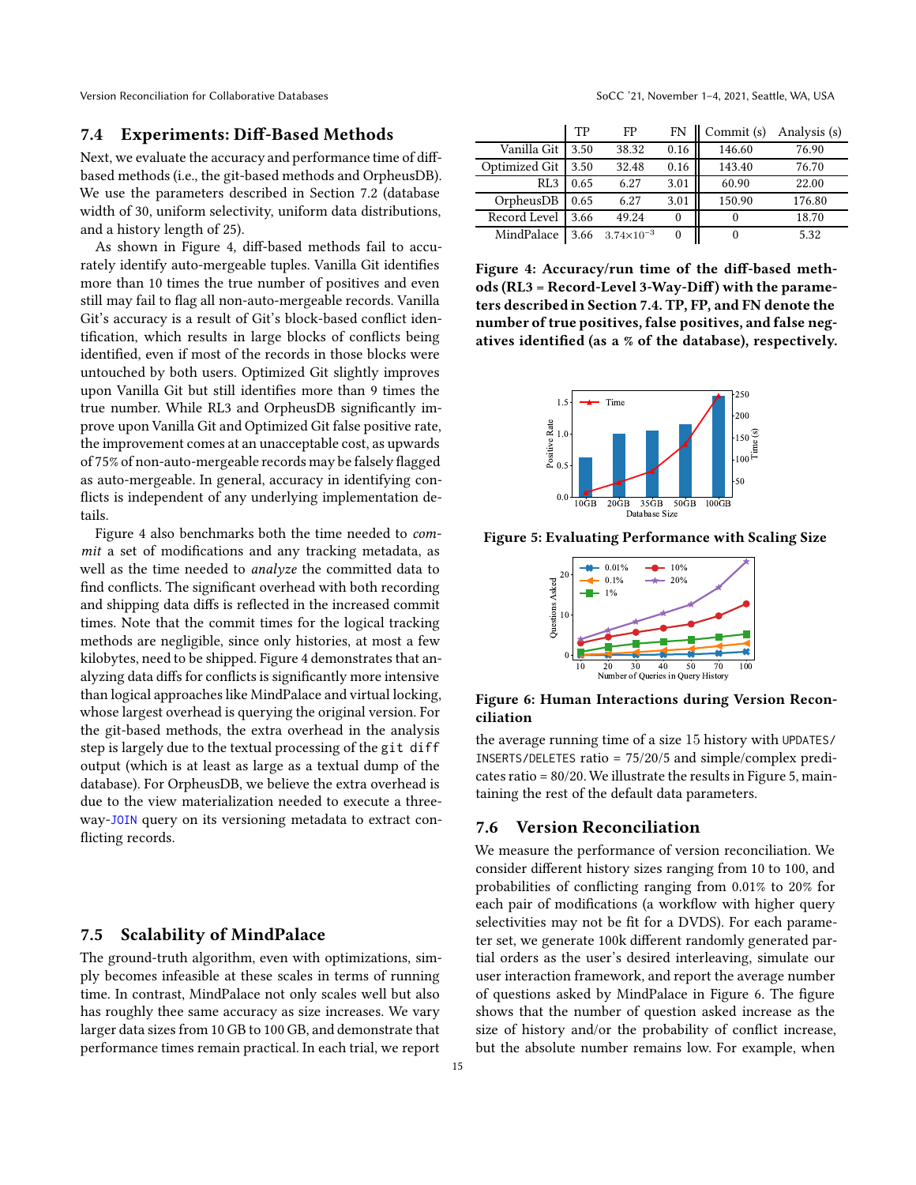## 7.4 Experiments: Diff-Based Methods

Next, we evaluate the accuracy and performance time of diff-based methods (i.e., the git-based methods and OrpheusDB). We use the parameters described in Section 7.2 (database width of 30, uniform selectivity, uniform data distributions, and a history length of 25).

As shown in Figure 4, diff-based methods fail to accurately identify auto-mergeable tuples. Vanilla Git identifies more than 10 times the true number of positives and even still may fail to flag all non-auto-mergeable records. Vanilla Git's accuracy is a result of Git's block-based conflict identification, which results in large blocks of conflicts being identified, even if most of the records in those blocks were untouched by both users. Optimized Git slightly improves upon Vanilla Git but still identifies more than 9 times the true number. While RL3 and OrpheusDB significantly improve upon Vanilla Git and Optimized Git false positive rate, the improvement comes at an unacceptable cost, as upwards of 75% of non-auto-mergeable records may be falsely flagged as auto-mergeable. In general, accuracy in identifying conflicts is independent of any underlying implementation details.

Figure 4 also benchmarks both the time needed to *commit* a set of modifications and any tracking metadata, as well as the time needed to *analyze* the committed data to find conflicts. The significant overhead with both recording and shipping data diffs is reflected in the increased commit times. Note that the commit times for the logical tracking methods are negligible, since only histories, at most a few kilobytes, need to be shipped. Figure 4 demonstrates that analyzing data diffs for conflicts is significantly more intensive than logical approaches like MindPalace and virtual locking, whose largest overhead is querying the original version. For the git-based methods, the extra overhead in the analysis step is largely due to the textual processing of the `git diff` output (which is at least as large as a textual dump of the database). For OrpheusDB, we believe the extra overhead is due to the view materialization needed to execute a three-way-JOIN query on its versioning metadata to extract conflicting records.

|  | TP | FP | FN | Commit (s) | Analysis (s) |
|---|---|---|---|---|---|
| Vanilla Git | 3.50 | 38.32 | 0.16 | 146.60 | 76.90 |
| Optimized Git | 3.50 | 32.48 | 0.16 | 143.40 | 76.70 |
| RL3 | 0.65 | 6.27 | 3.01 | 60.90 | 22.00 |
| OrpheusDB | 0.65 | 6.27 | 3.01 | 150.90 | 176.80 |
| Record Level | 3.66 | 49.24 | 0 | 0 | 18.70 |
| MindPalace | 3.66 | $3.74 \times 10^{-3}$ | 0 | 0 | 5.32 |

**Figure 4: Accuracy/run time of the diff-based methods (RL3 = Record-Level 3-Way-Diff) with the parameters described in Section 7.4. TP, FP, and FN denote the number of true positives, false positives, and false negatives identified (as a % of the database), respectively.**

**Figure 5: Evaluating Performance with Scaling Size**

**Figure 6: Human Interactions during Version Reconciliation**

## 7.5 Scalability of MindPalace

The ground-truth algorithm, even with optimizations, simply becomes infeasible at these scales in terms of running time. In contrast, MindPalace not only scales well but also has roughly thee same accuracy as size increases. We vary larger data sizes from 10 GB to 100 GB, and demonstrate that performance times remain practical. In each trial, we report the average running time of a size 15 history with UPDATES/INSERTS/DELETES ratio = 75/20/5 and simple/complex predicates ratio = 80/20. We illustrate the results in Figure 5, maintaining the rest of the default data parameters.

## 7.6 Version Reconciliation

We measure the performance of version reconciliation. We consider different history sizes ranging from 10 to 100, and probabilities of conflicting ranging from 0.01% to 20% for each pair of modifications (a workflow with higher query selectivities may not be fit for a DVDS). For each parameter set, we generate 100k different randomly generated partial orders as the user's desired interleaving, simulate our user interaction framework, and report the average number of questions asked by MindPalace in Figure 6. The figure shows that the number of question asked increase as the size of history and/or the probability of conflict increase, but the absolute number remains low. For example, when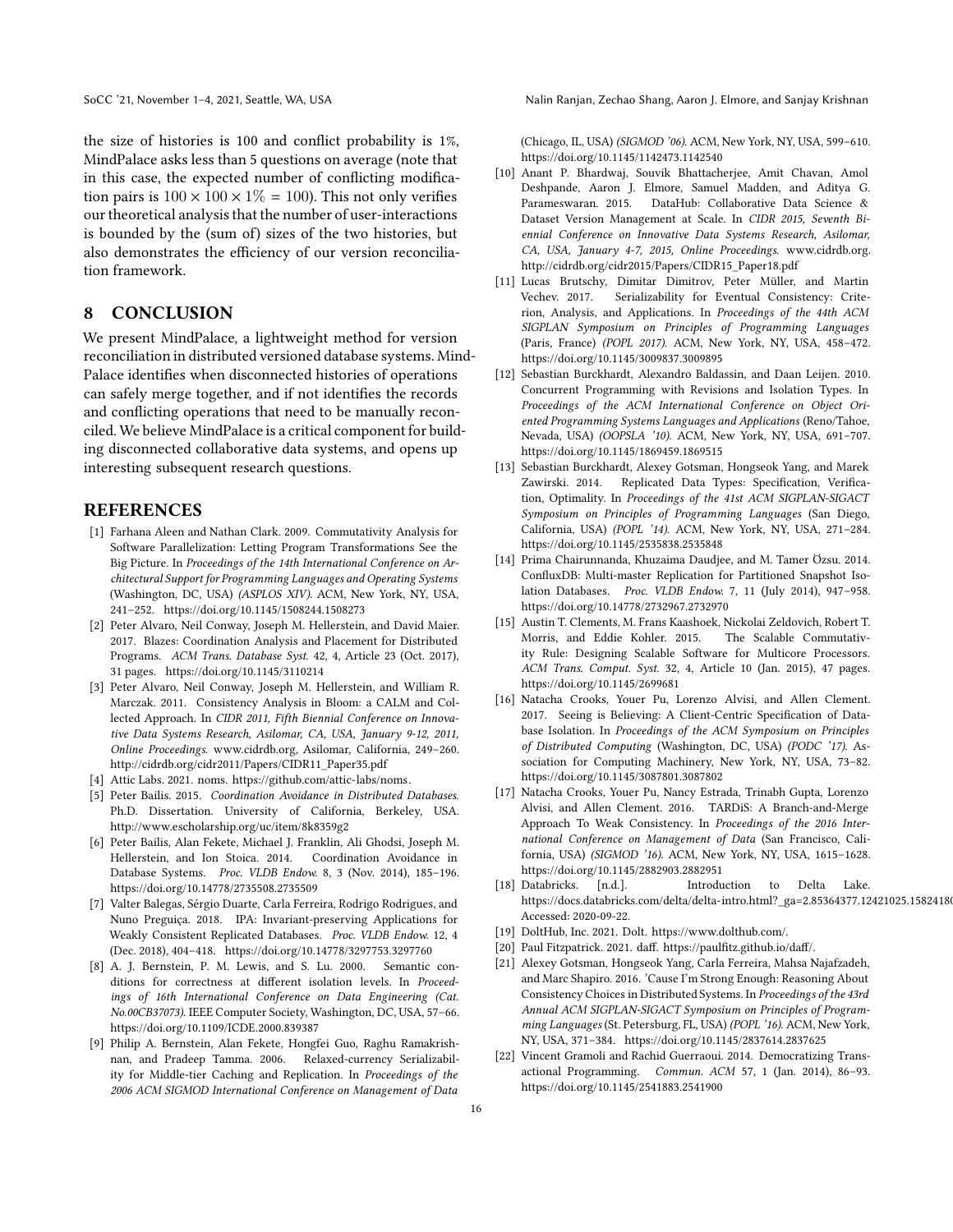the size of histories is 100 and conflict probability is 1%, MindPalace asks less than 5 questions on average (note that in this case, the expected number of conflicting modification pairs is $100 \times 100 \times 1\% = 100$). This not only verifies our theoretical analysis that the number of user-interactions is bounded by the (sum of) sizes of the two histories, but also demonstrates the efficiency of our version reconciliation framework.

## 8 CONCLUSION

We present MindPalace, a lightweight method for version reconciliation in distributed versioned database systems. MindPalace identifies when disconnected histories of operations can safely merge together, and if not identifies the records and conflicting operations that need to be manually reconciled. We believe MindPalace is a critical component for building disconnected collaborative data systems, and opens up interesting subsequent research questions.

## REFERENCES

[1] Farhana Aleen and Nathan Clark. 2009. Commutativity Analysis for Software Parallelization: Letting Program Transformations See the Big Picture. In *Proceedings of the 14th International Conference on Architectural Support for Programming Languages and Operating Systems* (Washington, DC, USA) *(ASPLOS XIV)*. ACM, New York, NY, USA, 241–252. https://doi.org/10.1145/1508244.1508273

[2] Peter Alvaro, Neil Conway, Joseph M. Hellerstein, and David Maier. 2017. Blazes: Coordination Analysis and Placement for Distributed Programs. *ACM Trans. Database Syst.* 42, 4, Article 23 (Oct. 2017), 31 pages. https://doi.org/10.1145/3110214

[3] Peter Alvaro, Neil Conway, Joseph M. Hellerstein, and William R. Marczak. 2011. Consistency Analysis in Bloom: a CALM and Collected Approach. In *CIDR 2011, Fifth Biennial Conference on Innovative Data Systems Research, Asilomar, CA, USA, January 9-12, 2011, Online Proceedings*. www.cidrdb.org, Asilomar, California, 249–260. http://cidrdb.org/cidr2011/Papers/CIDR11_Paper35.pdf

[4] Attic Labs. 2021. noms. https://github.com/attic-labs/noms.

[5] Peter Bailis. 2015. *Coordination Avoidance in Distributed Databases*. Ph.D. Dissertation. University of California, Berkeley, USA. http://www.escholarship.org/uc/item/8k8359g2

[6] Peter Bailis, Alan Fekete, Michael J. Franklin, Ali Ghodsi, Joseph M. Hellerstein, and Ion Stoica. 2014. Coordination Avoidance in Database Systems. *Proc. VLDB Endow.* 8, 3 (Nov. 2014), 185–196. https://doi.org/10.14778/2735508.2735509

[7] Valter Balegas, Sérgio Duarte, Carla Ferreira, Rodrigo Rodrigues, and Nuno Preguiça. 2018. IPA: Invariant-preserving Applications for Weakly Consistent Replicated Databases. *Proc. VLDB Endow.* 12, 4 (Dec. 2018), 404–418. https://doi.org/10.14778/3297753.3297760

[8] A. J. Bernstein, P. M. Lewis, and S. Lu. 2000. Semantic conditions for correctness at different isolation levels. In *Proceedings of 16th International Conference on Data Engineering (Cat. No.00CB37073)*. IEEE Computer Society, Washington, DC, USA, 57–66. https://doi.org/10.1109/ICDE.2000.839387

[9] Philip A. Bernstein, Alan Fekete, Hongfei Guo, Raghu Ramakrishnan, and Pradeep Tamma. 2006. Relaxed-currency Serializability for Middle-tier Caching and Replication. In *Proceedings of the 2006 ACM SIGMOD International Conference on Management of Data* (Chicago, IL, USA) *(SIGMOD '06)*. ACM, New York, NY, USA, 599–610. https://doi.org/10.1145/1142473.1142540

[10] Anant P. Bhardwaj, Souvik Bhattacherjee, Amit Chavan, Amol Deshpande, Aaron J. Elmore, Samuel Madden, and Aditya G. Parameswaran. 2015. DataHub: Collaborative Data Science & Dataset Version Management at Scale. In *CIDR 2015, Seventh Biennial Conference on Innovative Data Systems Research, Asilomar, CA, USA, January 4-7, 2015, Online Proceedings*. www.cidrdb.org. http://cidrdb.org/cidr2015/Papers/CIDR15_Paper18.pdf

[11] Lucas Brutschy, Dimitar Dimitrov, Peter Müller, and Martin Vechev. 2017. Serializability for Eventual Consistency: Criterion, Analysis, and Applications. In *Proceedings of the 44th ACM SIGPLAN Symposium on Principles of Programming Languages* (Paris, France) *(POPL 2017)*. ACM, New York, NY, USA, 458–472. https://doi.org/10.1145/3009837.3009895

[12] Sebastian Burckhardt, Alexandro Baldassin, and Daan Leijen. 2010. Concurrent Programming with Revisions and Isolation Types. In *Proceedings of the ACM International Conference on Object Oriented Programming Systems Languages and Applications* (Reno/Tahoe, Nevada, USA) *(OOPSLA '10)*. ACM, New York, NY, USA, 691–707. https://doi.org/10.1145/1869459.1869515

[13] Sebastian Burckhardt, Alexey Gotsman, Hongseok Yang, and Marek Zawirski. 2014. Replicated Data Types: Specification, Verification, Optimality. In *Proceedings of the 41st ACM SIGPLAN-SIGACT Symposium on Principles of Programming Languages* (San Diego, California, USA) *(POPL '14)*. ACM, New York, NY, USA, 271–284. https://doi.org/10.1145/2535838.2535848

[14] Prima Chairunnanda, Khuzaima Daudjee, and M. Tamer Özsu. 2014. ConfluxDB: Multi-master Replication for Partitioned Snapshot Isolation Databases. *Proc. VLDB Endow.* 7, 11 (July 2014), 947–958. https://doi.org/10.14778/2732967.2732970

[15] Austin T. Clements, M. Frans Kaashoek, Nickolai Zeldovich, Robert T. Morris, and Eddie Kohler. 2015. The Scalable Commutativity Rule: Designing Scalable Software for Multicore Processors. *ACM Trans. Comput. Syst.* 32, 4, Article 10 (Jan. 2015), 47 pages. https://doi.org/10.1145/2699681

[16] Natacha Crooks, Youer Pu, Lorenzo Alvisi, and Allen Clement. 2017. Seeing is Believing: A Client-Centric Specification of Database Isolation. In *Proceedings of the ACM Symposium on Principles of Distributed Computing* (Washington, DC, USA) *(PODC '17)*. Association for Computing Machinery, New York, NY, USA, 73–82. https://doi.org/10.1145/3087801.3087802

[17] Natacha Crooks, Youer Pu, Nancy Estrada, Trinabh Gupta, Lorenzo Alvisi, and Allen Clement. 2016. TARDiS: A Branch-and-Merge Approach To Weak Consistency. In *Proceedings of the 2016 International Conference on Management of Data* (San Francisco, California, USA) *(SIGMOD '16)*. ACM, New York, NY, USA, 1615–1628. https://doi.org/10.1145/2882903.2882951

[18] Databricks. [n.d.]. Introduction to Delta Lake. https://docs.databricks.com/delta/delta-intro.html?_ga=2.85364377.12421025.1582418 Accessed: 2020-09-22.

[19] DoltHub, Inc. 2021. Dolt. https://www.dolthub.com/.

[20] Paul Fitzpatrick. 2021. daff. https://paulfitz.github.io/daff/.

[21] Alexey Gotsman, Hongseok Yang, Carla Ferreira, Mahsa Najafzadeh, and Marc Shapiro. 2016. 'Cause I'm Strong Enough: Reasoning About Consistency Choices in Distributed Systems. In *Proceedings of the 43rd Annual ACM SIGPLAN-SIGACT Symposium on Principles of Programming Languages* (St. Petersburg, FL, USA) *(POPL '16)*. ACM, New York, NY, USA, 371–384. https://doi.org/10.1145/2837614.2837625

[22] Vincent Gramoli and Rachid Guerraoui. 2014. Democratizing Transactional Programming. *Commun. ACM* 57, 1 (Jan. 2014), 86–93. https://doi.org/10.1145/2541883.2541900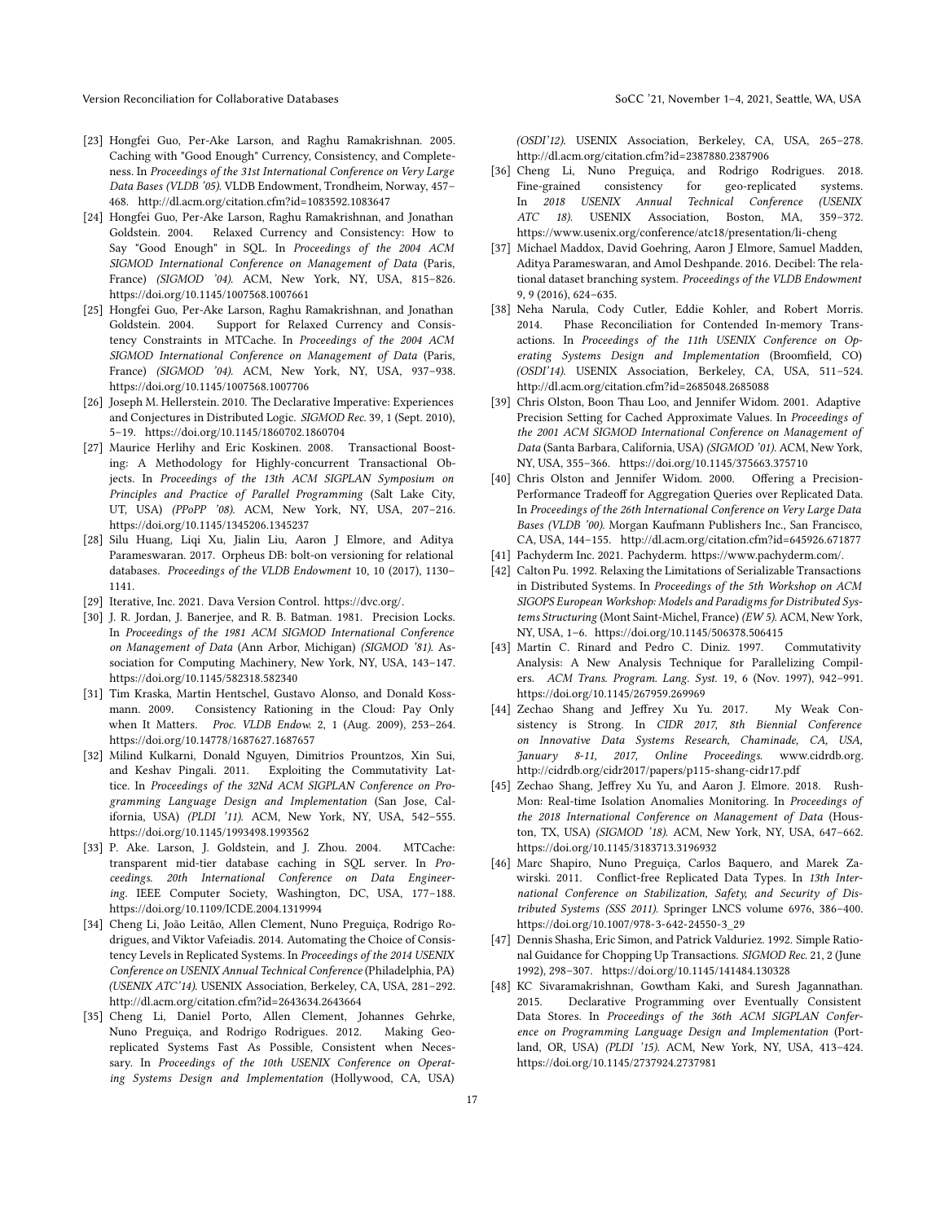- [23] Hongfei Guo, Per-Ake Larson, and Raghu Ramakrishnan. 2005. Caching with "Good Enough" Currency, Consistency, and Completeness. In *Proceedings of the 31st International Conference on Very Large Data Bases (VLDB '05)*. VLDB Endowment, Trondheim, Norway, 457–468. http://dl.acm.org/citation.cfm?id=1083592.1083647
- [24] Hongfei Guo, Per-Ake Larson, Raghu Ramakrishnan, and Jonathan Goldstein. 2004. Relaxed Currency and Consistency: How to Say "Good Enough" in SQL. In *Proceedings of the 2004 ACM SIGMOD International Conference on Management of Data* (Paris, France) *(SIGMOD '04)*. ACM, New York, NY, USA, 815–826. https://doi.org/10.1145/1007568.1007661
- [25] Hongfei Guo, Per-Ake Larson, Raghu Ramakrishnan, and Jonathan Goldstein. 2004. Support for Relaxed Currency and Consistency Constraints in MTCache. In *Proceedings of the 2004 ACM SIGMOD International Conference on Management of Data* (Paris, France) *(SIGMOD '04)*. ACM, New York, NY, USA, 937–938. https://doi.org/10.1145/1007568.1007706
- [26] Joseph M. Hellerstein. 2010. The Declarative Imperative: Experiences and Conjectures in Distributed Logic. *SIGMOD Rec.* 39, 1 (Sept. 2010), 5–19. https://doi.org/10.1145/1860702.1860704
- [27] Maurice Herlihy and Eric Koskinen. 2008. Transactional Boosting: A Methodology for Highly-concurrent Transactional Objects. In *Proceedings of the 13th ACM SIGPLAN Symposium on Principles and Practice of Parallel Programming* (Salt Lake City, UT, USA) *(PPoPP '08)*. ACM, New York, NY, USA, 207–216. https://doi.org/10.1145/1345206.1345237
- [28] Silu Huang, Liqi Xu, Jialin Liu, Aaron J Elmore, and Aditya Parameswaran. 2017. Orpheus DB: bolt-on versioning for relational databases. *Proceedings of the VLDB Endowment* 10, 10 (2017), 1130–1141.
- [29] Iterative, Inc. 2021. Dava Version Control. https://dvc.org/.
- [30] J. R. Jordan, J. Banerjee, and R. B. Batman. 1981. Precision Locks. In *Proceedings of the 1981 ACM SIGMOD International Conference on Management of Data* (Ann Arbor, Michigan) *(SIGMOD '81)*. Association for Computing Machinery, New York, NY, USA, 143–147. https://doi.org/10.1145/582318.582340
- [31] Tim Kraska, Martin Hentschel, Gustavo Alonso, and Donald Kossmann. 2009. Consistency Rationing in the Cloud: Pay Only when It Matters. *Proc. VLDB Endow.* 2, 1 (Aug. 2009), 253–264. https://doi.org/10.14778/1687627.1687657
- [32] Milind Kulkarni, Donald Nguyen, Dimitrios Prountzos, Xin Sui, and Keshav Pingali. 2011. Exploiting the Commutativity Lattice. In *Proceedings of the 32Nd ACM SIGPLAN Conference on Programming Language Design and Implementation* (San Jose, California, USA) *(PLDI '11)*. ACM, New York, NY, USA, 542–555. https://doi.org/10.1145/1993498.1993562
- [33] P. Ake. Larson, J. Goldstein, and J. Zhou. 2004. MTCache: transparent mid-tier database caching in SQL server. In *Proceedings. 20th International Conference on Data Engineering*. IEEE Computer Society, Washington, DC, USA, 177–188. https://doi.org/10.1109/ICDE.2004.1319994
- [34] Cheng Li, João Leitão, Allen Clement, Nuno Preguiça, Rodrigo Rodrigues, and Viktor Vafeiadis. 2014. Automating the Choice of Consistency Levels in Replicated Systems. In *Proceedings of the 2014 USENIX Conference on USENIX Annual Technical Conference* (Philadelphia, PA) *(USENIX ATC'14)*. USENIX Association, Berkeley, CA, USA, 281–292. http://dl.acm.org/citation.cfm?id=2643634.2643664
- [35] Cheng Li, Daniel Porto, Allen Clement, Johannes Gehrke, Nuno Preguiça, and Rodrigo Rodrigues. 2012. Making Geo-replicated Systems Fast As Possible, Consistent when Necessary. In *Proceedings of the 10th USENIX Conference on Operating Systems Design and Implementation* (Hollywood, CA, USA) *(OSDI'12)*. USENIX Association, Berkeley, CA, USA, 265–278. http://dl.acm.org/citation.cfm?id=2387880.2387906
- [36] Cheng Li, Nuno Preguiça, and Rodrigo Rodrigues. 2018. Fine-grained consistency for geo-replicated systems. In *2018 USENIX Annual Technical Conference (USENIX ATC 18)*. USENIX Association, Boston, MA, 359–372. https://www.usenix.org/conference/atc18/presentation/li-cheng
- [37] Michael Maddox, David Goehring, Aaron J Elmore, Samuel Madden, Aditya Parameswaran, and Amol Deshpande. 2016. Decibel: The relational dataset branching system. *Proceedings of the VLDB Endowment* 9, 9 (2016), 624–635.
- [38] Neha Narula, Cody Cutler, Eddie Kohler, and Robert Morris. 2014. Phase Reconciliation for Contended In-memory Transactions. In *Proceedings of the 11th USENIX Conference on Operating Systems Design and Implementation* (Broomfield, CO) *(OSDI'14)*. USENIX Association, Berkeley, CA, USA, 511–524. http://dl.acm.org/citation.cfm?id=2685048.2685088
- [39] Chris Olston, Boon Thau Loo, and Jennifer Widom. 2001. Adaptive Precision Setting for Cached Approximate Values. In *Proceedings of the 2001 ACM SIGMOD International Conference on Management of Data* (Santa Barbara, California, USA) *(SIGMOD '01)*. ACM, New York, NY, USA, 355–366. https://doi.org/10.1145/375663.375710
- [40] Chris Olston and Jennifer Widom. 2000. Offering a Precision-Performance Tradeoff for Aggregation Queries over Replicated Data. In *Proceedings of the 26th International Conference on Very Large Data Bases (VLDB '00)*. Morgan Kaufmann Publishers Inc., San Francisco, CA, USA, 144–155. http://dl.acm.org/citation.cfm?id=645926.671877
- [41] Pachyderm Inc. 2021. Pachyderm. https://www.pachyderm.com/.
- [42] Calton Pu. 1992. Relaxing the Limitations of Serializable Transactions in Distributed Systems. In *Proceedings of the 5th Workshop on ACM SIGOPS European Workshop: Models and Paradigms for Distributed Systems Structuring* (Mont Saint-Michel, France) *(EW 5)*. ACM, New York, NY, USA, 1–6. https://doi.org/10.1145/506378.506415
- [43] Martin C. Rinard and Pedro C. Diniz. 1997. Commutativity Analysis: A New Analysis Technique for Parallelizing Compilers. *ACM Trans. Program. Lang. Syst.* 19, 6 (Nov. 1997), 942–991. https://doi.org/10.1145/267959.269969
- [44] Zechao Shang and Jeffrey Xu Yu. 2017. My Weak Consistency is Strong. In *CIDR 2017, 8th Biennial Conference on Innovative Data Systems Research, Chaminade, CA, USA, January 8-11, 2017, Online Proceedings*. www.cidrdb.org. http://cidrdb.org/cidr2017/papers/p115-shang-cidr17.pdf
- [45] Zechao Shang, Jeffrey Xu Yu, and Aaron J. Elmore. 2018. RushMon: Real-time Isolation Anomalies Monitoring. In *Proceedings of the 2018 International Conference on Management of Data* (Houston, TX, USA) *(SIGMOD '18)*. ACM, New York, NY, USA, 647–662. https://doi.org/10.1145/3183713.3196932
- [46] Marc Shapiro, Nuno Preguiça, Carlos Baquero, and Marek Zawirski. 2011. Conflict-free Replicated Data Types. In *13th International Conference on Stabilization, Safety, and Security of Distributed Systems (SSS 2011)*. Springer LNCS volume 6976, 386–400. https://doi.org/10.1007/978-3-642-24550-3_29
- [47] Dennis Shasha, Eric Simon, and Patrick Valduriez. 1992. Simple Rational Guidance for Chopping Up Transactions. *SIGMOD Rec.* 21, 2 (June 1992), 298–307. https://doi.org/10.1145/141484.130328
- [48] KC Sivaramakrishnan, Gowtham Kaki, and Suresh Jagannathan. 2015. Declarative Programming over Eventually Consistent Data Stores. In *Proceedings of the 36th ACM SIGPLAN Conference on Programming Language Design and Implementation* (Portland, OR, USA) *(PLDI '15)*. ACM, New York, NY, USA, 413–424. https://doi.org/10.1145/2737924.2737981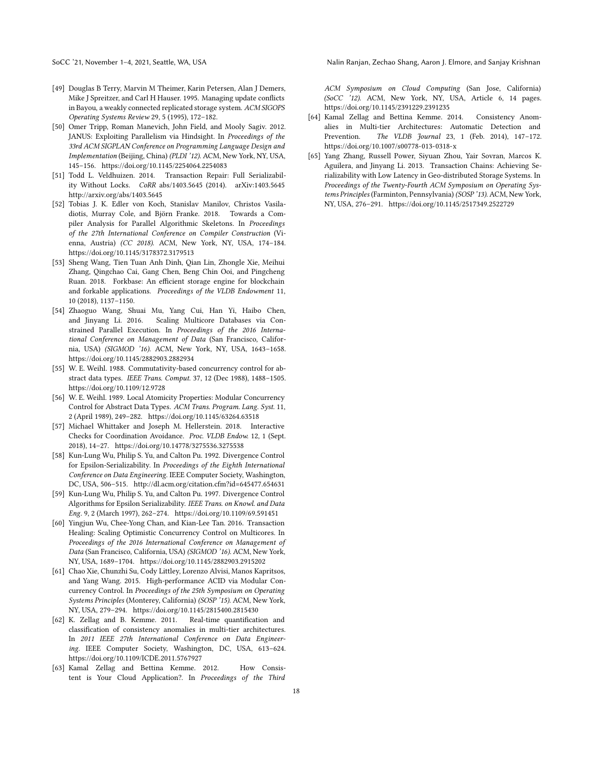- [49] Douglas B Terry, Marvin M Theimer, Karin Petersen, Alan J Demers, Mike J Spreitzer, and Carl H Hauser. 1995. Managing update conflicts in Bayou, a weakly connected replicated storage system. *ACM SIGOPS Operating Systems Review* 29, 5 (1995), 172–182.
- [50] Omer Tripp, Roman Manevich, John Field, and Mooly Sagiv. 2012. JANUS: Exploiting Parallelism via Hindsight. In *Proceedings of the 33rd ACM SIGPLAN Conference on Programming Language Design and Implementation* (Beijing, China) *(PLDI '12)*. ACM, New York, NY, USA, 145–156. https://doi.org/10.1145/2254064.2254083
- [51] Todd L. Veldhuizen. 2014. Transaction Repair: Full Serializability Without Locks. *CoRR* abs/1403.5645 (2014). arXiv:1403.5645 http://arxiv.org/abs/1403.5645
- [52] Tobias J. K. Edler von Koch, Stanislav Manilov, Christos Vasiladiotis, Murray Cole, and Björn Franke. 2018. Towards a Compiler Analysis for Parallel Algorithmic Skeletons. In *Proceedings of the 27th International Conference on Compiler Construction* (Vienna, Austria) *(CC 2018)*. ACM, New York, NY, USA, 174–184. https://doi.org/10.1145/3178372.3179513
- [53] Sheng Wang, Tien Tuan Anh Dinh, Qian Lin, Zhongle Xie, Meihui Zhang, Qingchao Cai, Gang Chen, Beng Chin Ooi, and Pingcheng Ruan. 2018. Forkbase: An efficient storage engine for blockchain and forkable applications. *Proceedings of the VLDB Endowment* 11, 10 (2018), 1137–1150.
- [54] Zhaoguo Wang, Shuai Mu, Yang Cui, Han Yi, Haibo Chen, and Jinyang Li. 2016. Scaling Multicore Databases via Constrained Parallel Execution. In *Proceedings of the 2016 International Conference on Management of Data* (San Francisco, California, USA) *(SIGMOD '16)*. ACM, New York, NY, USA, 1643–1658. https://doi.org/10.1145/2882903.2882934
- [55] W. E. Weihl. 1988. Commutativity-based concurrency control for abstract data types. *IEEE Trans. Comput.* 37, 12 (Dec 1988), 1488–1505. https://doi.org/10.1109/12.9728
- [56] W. E. Weihl. 1989. Local Atomicity Properties: Modular Concurrency Control for Abstract Data Types. *ACM Trans. Program. Lang. Syst.* 11, 2 (April 1989), 249–282. https://doi.org/10.1145/63264.63518
- [57] Michael Whittaker and Joseph M. Hellerstein. 2018. Interactive Checks for Coordination Avoidance. *Proc. VLDB Endow.* 12, 1 (Sept. 2018), 14–27. https://doi.org/10.14778/3275536.3275538
- [58] Kun-Lung Wu, Philip S. Yu, and Calton Pu. 1992. Divergence Control for Epsilon-Serializability. In *Proceedings of the Eighth International Conference on Data Engineering*. IEEE Computer Society, Washington, DC, USA, 506–515. http://dl.acm.org/citation.cfm?id=645477.654631
- [59] Kun-Lung Wu, Philip S. Yu, and Calton Pu. 1997. Divergence Control Algorithms for Epsilon Serializability. *IEEE Trans. on Knowl. and Data Eng.* 9, 2 (March 1997), 262–274. https://doi.org/10.1109/69.591451
- [60] Yingjun Wu, Chee-Yong Chan, and Kian-Lee Tan. 2016. Transaction Healing: Scaling Optimistic Concurrency Control on Multicores. In *Proceedings of the 2016 International Conference on Management of Data* (San Francisco, California, USA) *(SIGMOD '16)*. ACM, New York, NY, USA, 1689–1704. https://doi.org/10.1145/2882903.2915202
- [61] Chao Xie, Chunzhi Su, Cody Littley, Lorenzo Alvisi, Manos Kapritsos, and Yang Wang. 2015. High-performance ACID via Modular Concurrency Control. In *Proceedings of the 25th Symposium on Operating Systems Principles* (Monterey, California) *(SOSP '15)*. ACM, New York, NY, USA, 279–294. https://doi.org/10.1145/2815400.2815430
- [62] K. Zellag and B. Kemme. 2011. Real-time quantification and classification of consistency anomalies in multi-tier architectures. In *2011 IEEE 27th International Conference on Data Engineering*. IEEE Computer Society, Washington, DC, USA, 613–624. https://doi.org/10.1109/ICDE.2011.5767927
- [63] Kamal Zellag and Bettina Kemme. 2012. How Consistent is Your Cloud Application?. In *Proceedings of the Third ACM Symposium on Cloud Computing* (San Jose, California) *(SoCC '12)*. ACM, New York, NY, USA, Article 6, 14 pages. https://doi.org/10.1145/2391229.2391235
- [64] Kamal Zellag and Bettina Kemme. 2014. Consistency Anomalies in Multi-tier Architectures: Automatic Detection and Prevention. *The VLDB Journal* 23, 1 (Feb. 2014), 147–172. https://doi.org/10.1007/s00778-013-0318-x
- [65] Yang Zhang, Russell Power, Siyuan Zhou, Yair Sovran, Marcos K. Aguilera, and Jinyang Li. 2013. Transaction Chains: Achieving Serializability with Low Latency in Geo-distributed Storage Systems. In *Proceedings of the Twenty-Fourth ACM Symposium on Operating Systems Principles* (Farminton, Pennsylvania) *(SOSP '13)*. ACM, New York, NY, USA, 276–291. https://doi.org/10.1145/2517349.2522729